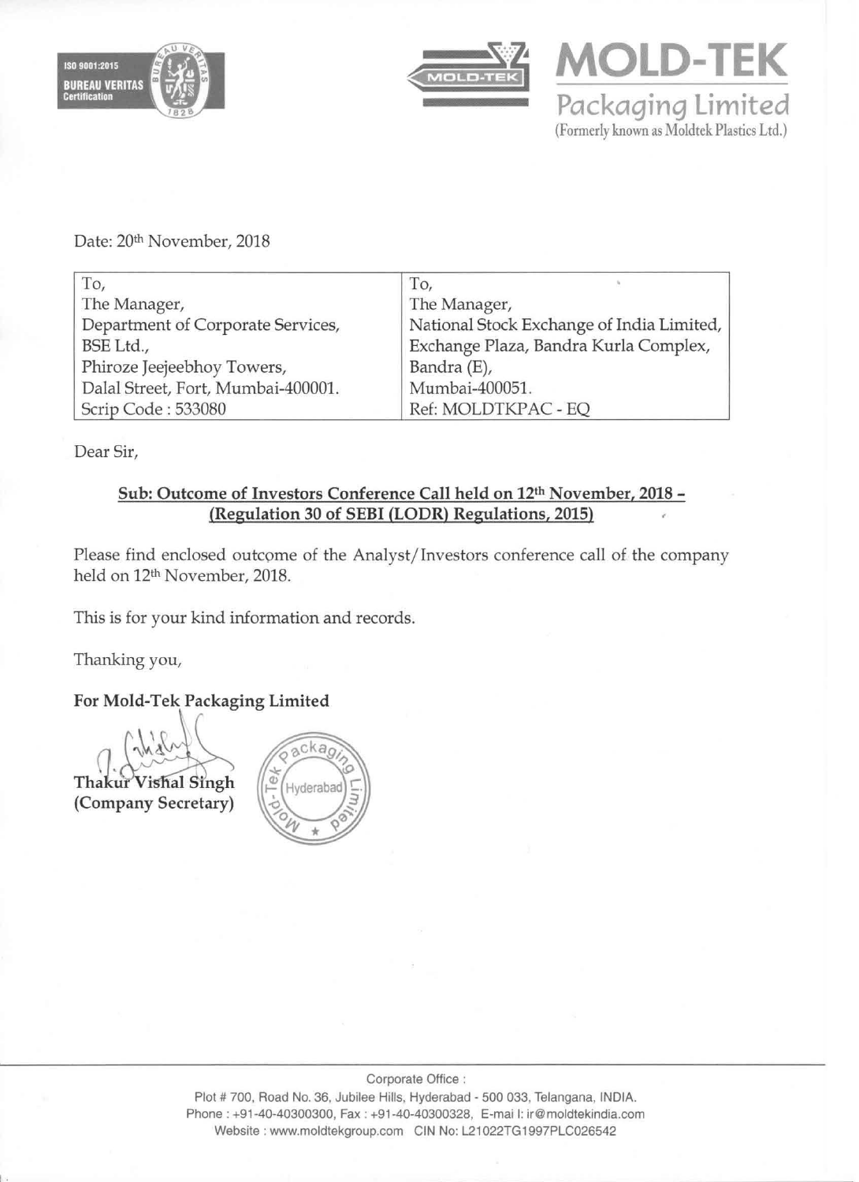MOLD-TEK

Packaging Limited

(Formerly known as Moldtek Plastics Ltd.)

Date: 20th November, 2018

| To, | To, |
|---|---|
| The Manager, | The Manager, |
| Department of Corporate Services, | National Stock Exchange of India Limited, |
| BSE Ltd., | Exchange Plaza, Bandra Kurla Complex, |
| Phiroze Jeejeebhoy Towers, | Bandra (E), |
| Dalal Street, Fort, Mumbai-400001. | Mumbai-400051. |
| Scrip Code : 533080 | Ref: MOLDTKPAC - EQ |

Dear Sir,

**Sub: Outcome of Investors Conference Call held on 12th November, 2018 – (Regulation 30 of SEBI (LODR) Regulations, 2015)**

Please find enclosed outcome of the Analyst/Investors conference call of the company held on 12th November, 2018.

This is for your kind information and records.

Thanking you,

**For Mold-Tek Packaging Limited**

**Thakur Vishal Singh**
**(Company Secretary)**

Corporate Office :
Plot # 700, Road No. 36, Jubilee Hills, Hyderabad - 500 033, Telangana, INDIA.
Phone : +91-40-40300300, Fax : +91-40-40300328, E-mail: ir@moldtekindia.com
Website : www.moldtekgroup.com CIN No: L21022TG1997PLC026542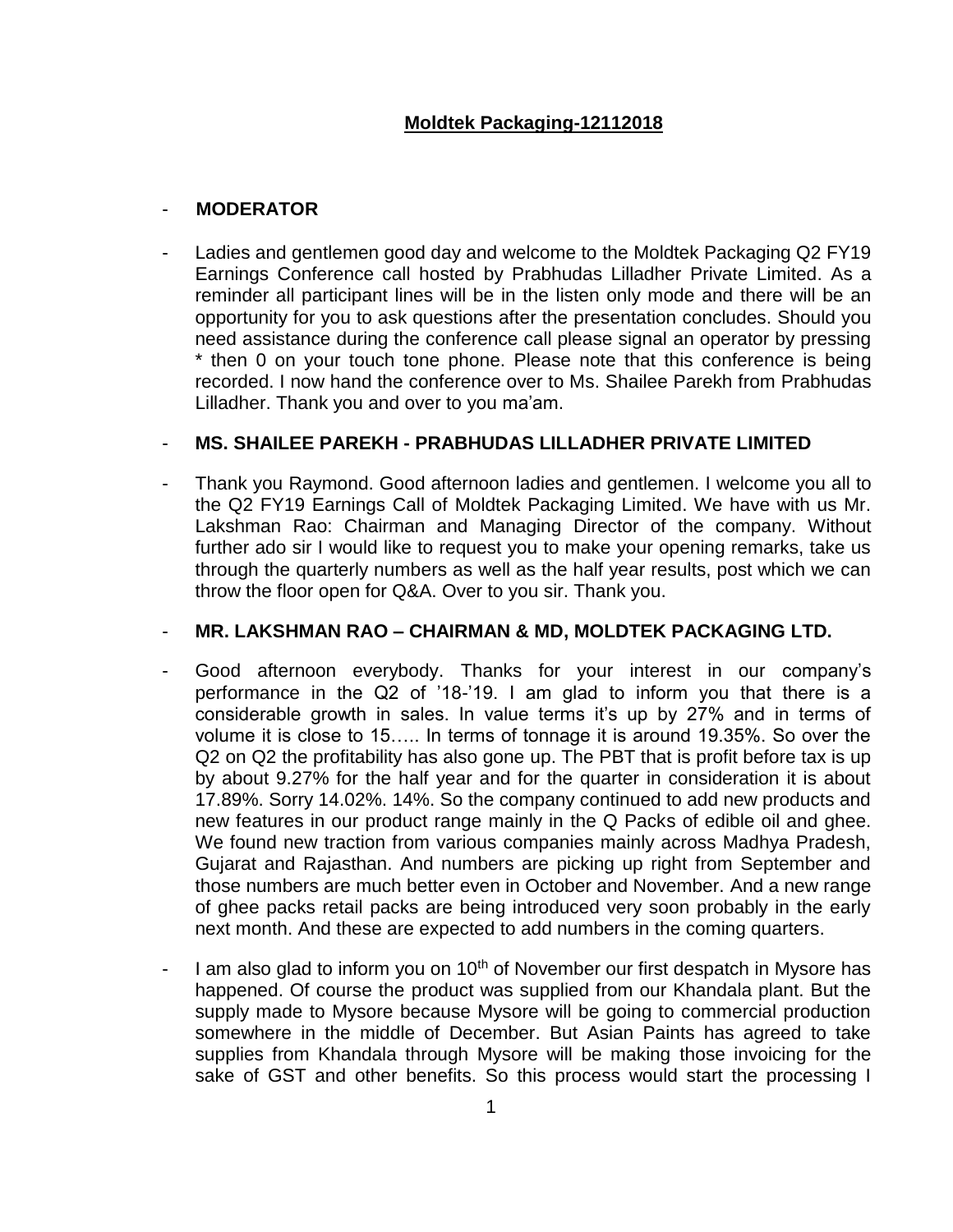**Moldtek Packaging-12112018**

- **MODERATOR**

- Ladies and gentlemen good day and welcome to the Moldtek Packaging Q2 FY19 Earnings Conference call hosted by Prabhudas Lilladher Private Limited. As a reminder all participant lines will be in the listen only mode and there will be an opportunity for you to ask questions after the presentation concludes. Should you need assistance during the conference call please signal an operator by pressing * then 0 on your touch tone phone. Please note that this conference is being recorded. I now hand the conference over to Ms. Shailee Parekh from Prabhudas Lilladher. Thank you and over to you ma'am.

- **MS. SHAILEE PAREKH - PRABHUDAS LILLADHER PRIVATE LIMITED**

- Thank you Raymond. Good afternoon ladies and gentlemen. I welcome you all to the Q2 FY19 Earnings Call of Moldtek Packaging Limited. We have with us Mr. Lakshman Rao: Chairman and Managing Director of the company. Without further ado sir I would like to request you to make your opening remarks, take us through the quarterly numbers as well as the half year results, post which we can throw the floor open for Q&A. Over to you sir. Thank you.

- **MR. LAKSHMAN RAO – CHAIRMAN & MD, MOLDTEK PACKAGING LTD.**

- Good afternoon everybody. Thanks for your interest in our company's performance in the Q2 of '18-'19. I am glad to inform you that there is a considerable growth in sales. In value terms it's up by 27% and in terms of volume it is close to 15….. In terms of tonnage it is around 19.35%. So over the Q2 on Q2 the profitability has also gone up. The PBT that is profit before tax is up by about 9.27% for the half year and for the quarter in consideration it is about 17.89%. Sorry 14.02%. 14%. So the company continued to add new products and new features in our product range mainly in the Q Packs of edible oil and ghee. We found new traction from various companies mainly across Madhya Pradesh, Gujarat and Rajasthan. And numbers are picking up right from September and those numbers are much better even in October and November. And a new range of ghee packs retail packs are being introduced very soon probably in the early next month. And these are expected to add numbers in the coming quarters.

- I am also glad to inform you on 10th of November our first despatch in Mysore has happened. Of course the product was supplied from our Khandala plant. But the supply made to Mysore because Mysore will be going to commercial production somewhere in the middle of December. But Asian Paints has agreed to take supplies from Khandala through Mysore will be making those invoicing for the sake of GST and other benefits. So this process would start the processing I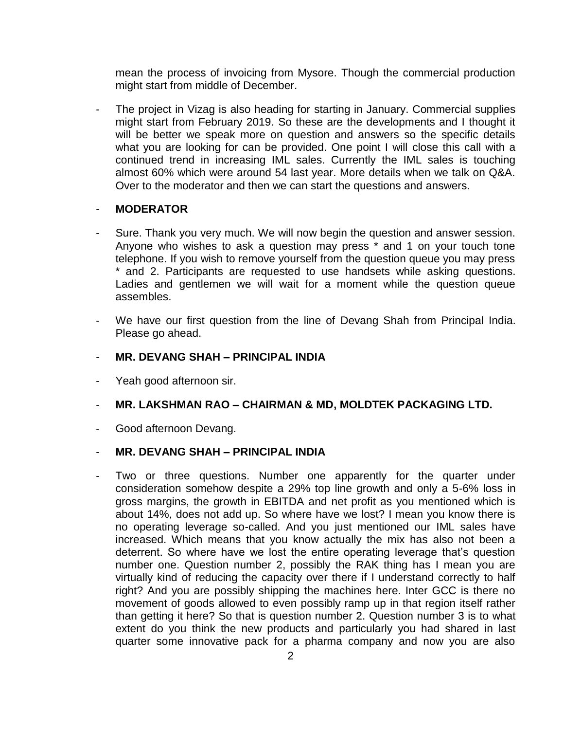mean the process of invoicing from Mysore. Though the commercial production might start from middle of December.

- The project in Vizag is also heading for starting in January. Commercial supplies might start from February 2019. So these are the developments and I thought it will be better we speak more on question and answers so the specific details what you are looking for can be provided. One point I will close this call with a continued trend in increasing IML sales. Currently the IML sales is touching almost 60% which were around 54 last year. More details when we talk on Q&A. Over to the moderator and then we can start the questions and answers.

- **MODERATOR**

- Sure. Thank you very much. We will now begin the question and answer session. Anyone who wishes to ask a question may press * and 1 on your touch tone telephone. If you wish to remove yourself from the question queue you may press * and 2. Participants are requested to use handsets while asking questions. Ladies and gentlemen we will wait for a moment while the question queue assembles.

- We have our first question from the line of Devang Shah from Principal India. Please go ahead.

- **MR. DEVANG SHAH – PRINCIPAL INDIA**

- Yeah good afternoon sir.

- **MR. LAKSHMAN RAO – CHAIRMAN & MD, MOLDTEK PACKAGING LTD.**

- Good afternoon Devang.

- **MR. DEVANG SHAH – PRINCIPAL INDIA**

- Two or three questions. Number one apparently for the quarter under consideration somehow despite a 29% top line growth and only a 5-6% loss in gross margins, the growth in EBITDA and net profit as you mentioned which is about 14%, does not add up. So where have we lost? I mean you know there is no operating leverage so-called. And you just mentioned our IML sales have increased. Which means that you know actually the mix has also not been a deterrent. So where have we lost the entire operating leverage that's question number one. Question number 2, possibly the RAK thing has I mean you are virtually kind of reducing the capacity over there if I understand correctly to half right? And you are possibly shipping the machines here. Inter GCC is there no movement of goods allowed to even possibly ramp up in that region itself rather than getting it here? So that is question number 2. Question number 3 is to what extent do you think the new products and particularly you had shared in last quarter some innovative pack for a pharma company and now you are also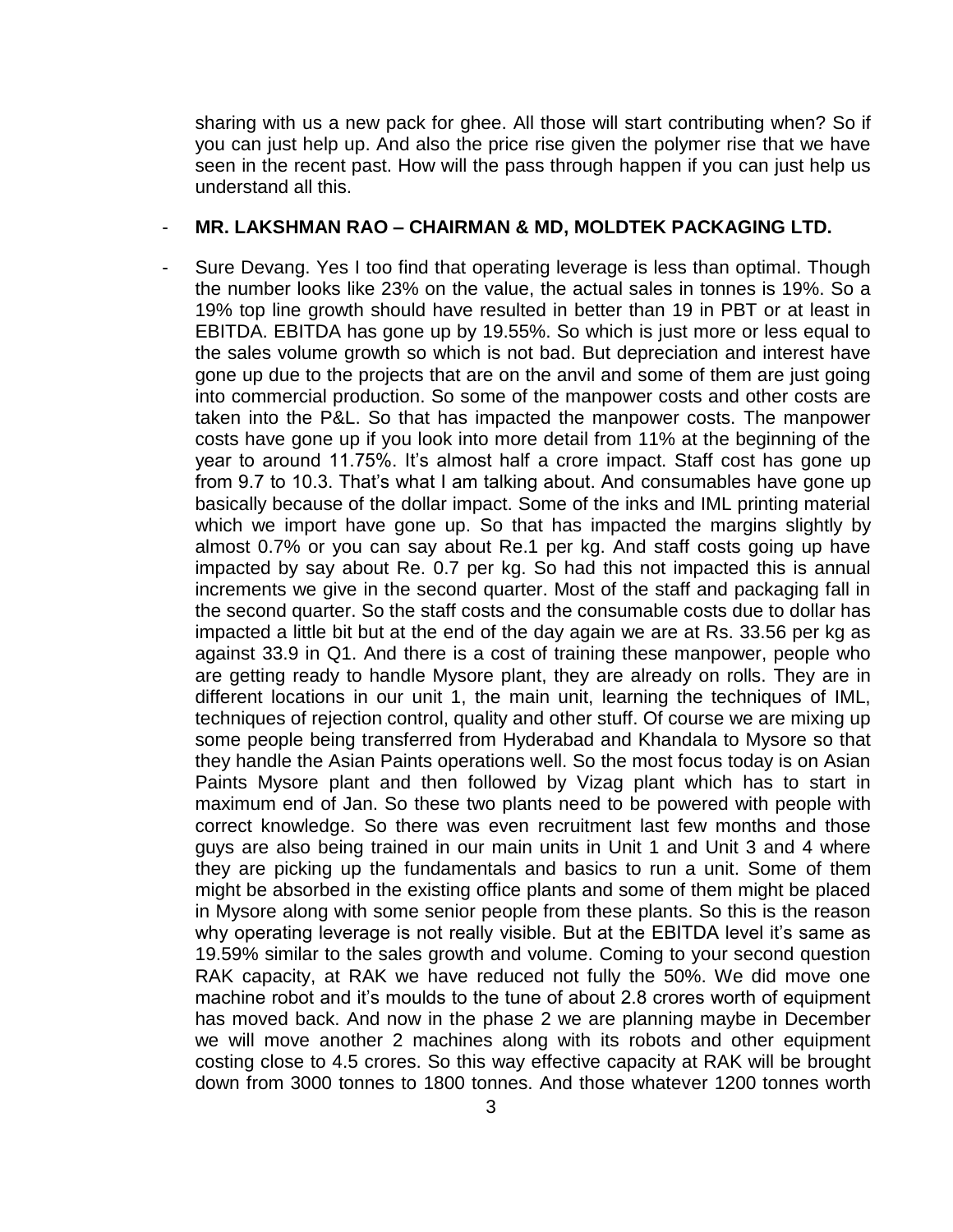sharing with us a new pack for ghee. All those will start contributing when? So if you can just help up. And also the price rise given the polymer rise that we have seen in the recent past. How will the pass through happen if you can just help us understand all this.

- **MR. LAKSHMAN RAO – CHAIRMAN & MD, MOLDTEK PACKAGING LTD.**

- Sure Devang. Yes I too find that operating leverage is less than optimal. Though the number looks like 23% on the value, the actual sales in tonnes is 19%. So a 19% top line growth should have resulted in better than 19 in PBT or at least in EBITDA. EBITDA has gone up by 19.55%. So which is just more or less equal to the sales volume growth so which is not bad. But depreciation and interest have gone up due to the projects that are on the anvil and some of them are just going into commercial production. So some of the manpower costs and other costs are taken into the P&L. So that has impacted the manpower costs. The manpower costs have gone up if you look into more detail from 11% at the beginning of the year to around 11.75%. It's almost half a crore impact. Staff cost has gone up from 9.7 to 10.3. That's what I am talking about. And consumables have gone up basically because of the dollar impact. Some of the inks and IML printing material which we import have gone up. So that has impacted the margins slightly by almost 0.7% or you can say about Re.1 per kg. And staff costs going up have impacted by say about Re. 0.7 per kg. So had this not impacted this is annual increments we give in the second quarter. Most of the staff and packaging fall in the second quarter. So the staff costs and the consumable costs due to dollar has impacted a little bit but at the end of the day again we are at Rs. 33.56 per kg as against 33.9 in Q1. And there is a cost of training these manpower, people who are getting ready to handle Mysore plant, they are already on rolls. They are in different locations in our unit 1, the main unit, learning the techniques of IML, techniques of rejection control, quality and other stuff. Of course we are mixing up some people being transferred from Hyderabad and Khandala to Mysore so that they handle the Asian Paints operations well. So the most focus today is on Asian Paints Mysore plant and then followed by Vizag plant which has to start in maximum end of Jan. So these two plants need to be powered with people with correct knowledge. So there was even recruitment last few months and those guys are also being trained in our main units in Unit 1 and Unit 3 and 4 where they are picking up the fundamentals and basics to run a unit. Some of them might be absorbed in the existing office plants and some of them might be placed in Mysore along with some senior people from these plants. So this is the reason why operating leverage is not really visible. But at the EBITDA level it's same as 19.59% similar to the sales growth and volume. Coming to your second question RAK capacity, at RAK we have reduced not fully the 50%. We did move one machine robot and it's moulds to the tune of about 2.8 crores worth of equipment has moved back. And now in the phase 2 we are planning maybe in December we will move another 2 machines along with its robots and other equipment costing close to 4.5 crores. So this way effective capacity at RAK will be brought down from 3000 tonnes to 1800 tonnes. And those whatever 1200 tonnes worth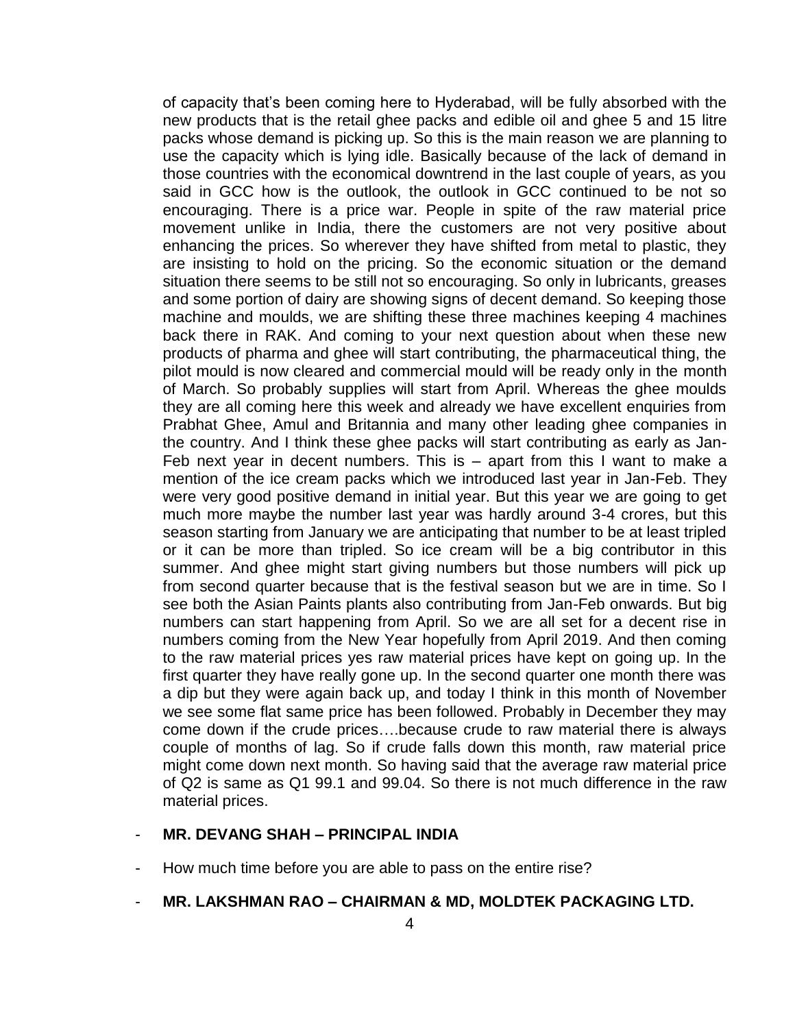of capacity that's been coming here to Hyderabad, will be fully absorbed with the new products that is the retail ghee packs and edible oil and ghee 5 and 15 litre packs whose demand is picking up. So this is the main reason we are planning to use the capacity which is lying idle. Basically because of the lack of demand in those countries with the economical downtrend in the last couple of years, as you said in GCC how is the outlook, the outlook in GCC continued to be not so encouraging. There is a price war. People in spite of the raw material price movement unlike in India, there the customers are not very positive about enhancing the prices. So wherever they have shifted from metal to plastic, they are insisting to hold on the pricing. So the economic situation or the demand situation there seems to be still not so encouraging. So only in lubricants, greases and some portion of dairy are showing signs of decent demand. So keeping those machine and moulds, we are shifting these three machines keeping 4 machines back there in RAK. And coming to your next question about when these new products of pharma and ghee will start contributing, the pharmaceutical thing, the pilot mould is now cleared and commercial mould will be ready only in the month of March. So probably supplies will start from April. Whereas the ghee moulds they are all coming here this week and already we have excellent enquiries from Prabhat Ghee, Amul and Britannia and many other leading ghee companies in the country. And I think these ghee packs will start contributing as early as Jan-Feb next year in decent numbers. This is – apart from this I want to make a mention of the ice cream packs which we introduced last year in Jan-Feb. They were very good positive demand in initial year. But this year we are going to get much more maybe the number last year was hardly around 3-4 crores, but this season starting from January we are anticipating that number to be at least tripled or it can be more than tripled. So ice cream will be a big contributor in this summer. And ghee might start giving numbers but those numbers will pick up from second quarter because that is the festival season but we are in time. So I see both the Asian Paints plants also contributing from Jan-Feb onwards. But big numbers can start happening from April. So we are all set for a decent rise in numbers coming from the New Year hopefully from April 2019. And then coming to the raw material prices yes raw material prices have kept on going up. In the first quarter they have really gone up. In the second quarter one month there was a dip but they were again back up, and today I think in this month of November we see some flat same price has been followed. Probably in December they may come down if the crude prices….because crude to raw material there is always couple of months of lag. So if crude falls down this month, raw material price might come down next month. So having said that the average raw material price of Q2 is same as Q1 99.1 and 99.04. So there is not much difference in the raw material prices.

- **MR. DEVANG SHAH – PRINCIPAL INDIA**

- How much time before you are able to pass on the entire rise?

- **MR. LAKSHMAN RAO – CHAIRMAN & MD, MOLDTEK PACKAGING LTD.**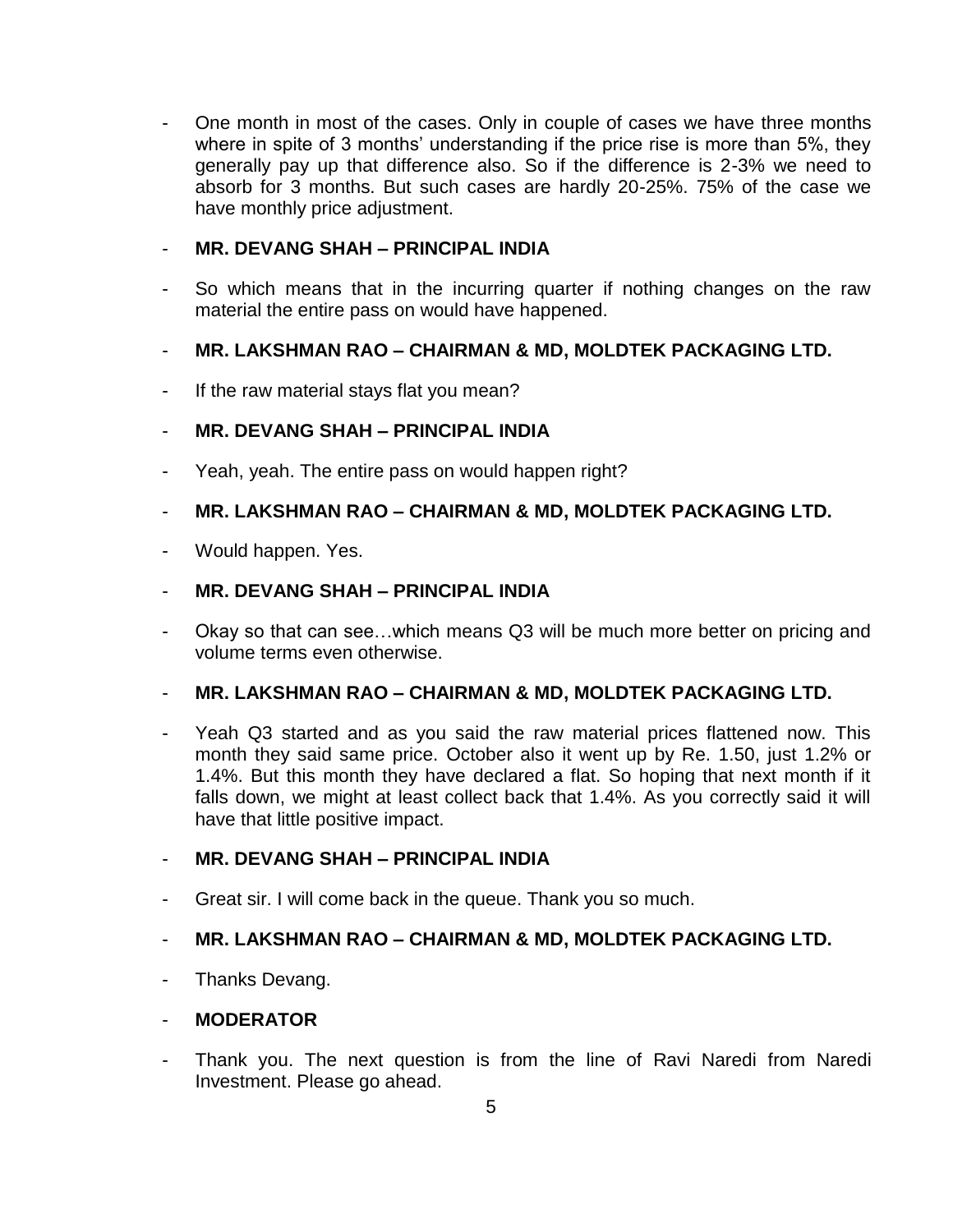- One month in most of the cases. Only in couple of cases we have three months where in spite of 3 months' understanding if the price rise is more than 5%, they generally pay up that difference also. So if the difference is 2-3% we need to absorb for 3 months. But such cases are hardly 20-25%. 75% of the case we have monthly price adjustment.

- **MR. DEVANG SHAH – PRINCIPAL INDIA**

- So which means that in the incurring quarter if nothing changes on the raw material the entire pass on would have happened.

- **MR. LAKSHMAN RAO – CHAIRMAN & MD, MOLDTEK PACKAGING LTD.**

- If the raw material stays flat you mean?

- **MR. DEVANG SHAH – PRINCIPAL INDIA**

- Yeah, yeah. The entire pass on would happen right?

- **MR. LAKSHMAN RAO – CHAIRMAN & MD, MOLDTEK PACKAGING LTD.**

- Would happen. Yes.

- **MR. DEVANG SHAH – PRINCIPAL INDIA**

- Okay so that can see…which means Q3 will be much more better on pricing and volume terms even otherwise.

- **MR. LAKSHMAN RAO – CHAIRMAN & MD, MOLDTEK PACKAGING LTD.**

- Yeah Q3 started and as you said the raw material prices flattened now. This month they said same price. October also it went up by Re. 1.50, just 1.2% or 1.4%. But this month they have declared a flat. So hoping that next month if it falls down, we might at least collect back that 1.4%. As you correctly said it will have that little positive impact.

- **MR. DEVANG SHAH – PRINCIPAL INDIA**

- Great sir. I will come back in the queue. Thank you so much.

- **MR. LAKSHMAN RAO – CHAIRMAN & MD, MOLDTEK PACKAGING LTD.**

- Thanks Devang.

- **MODERATOR**

- Thank you. The next question is from the line of Ravi Naredi from Naredi Investment. Please go ahead.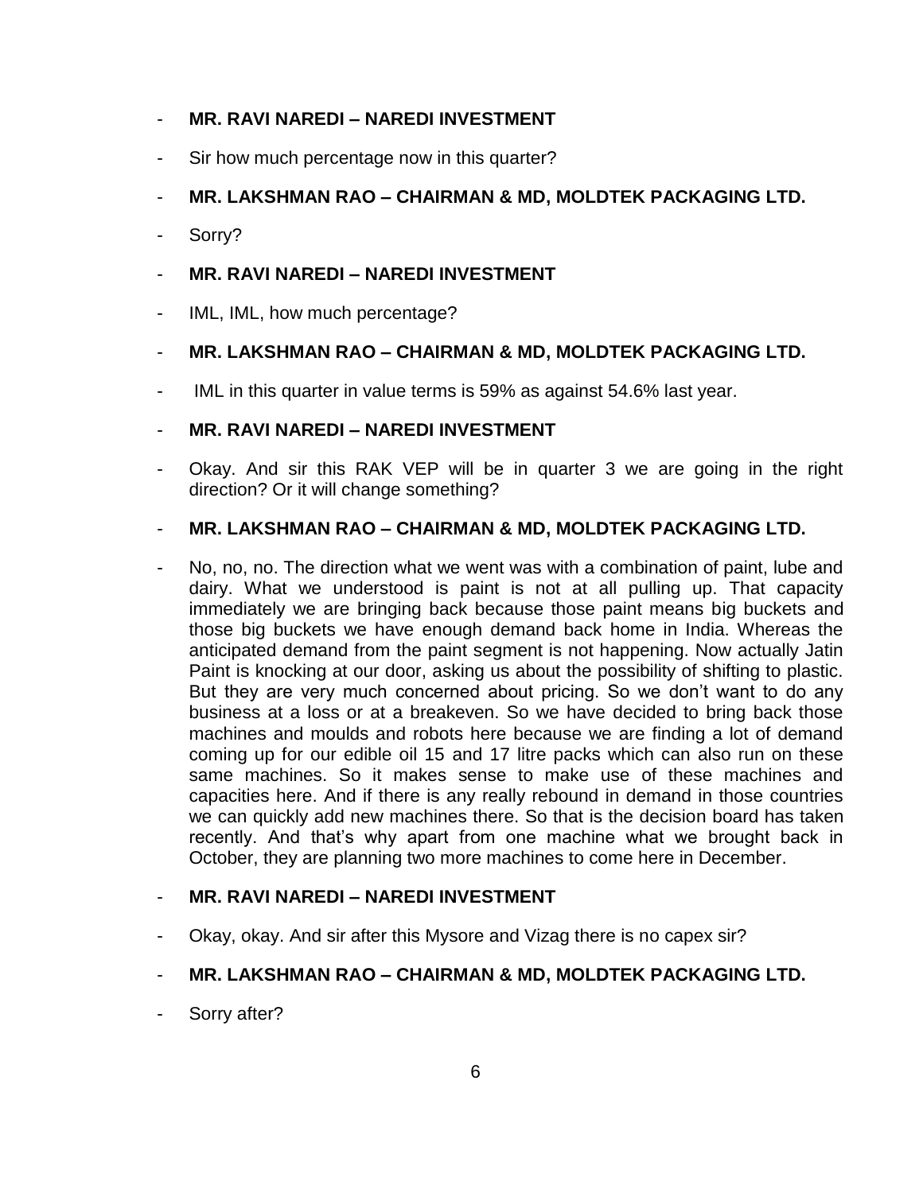- **MR. RAVI NAREDI – NAREDI INVESTMENT**
- Sir how much percentage now in this quarter?
- **MR. LAKSHMAN RAO – CHAIRMAN & MD, MOLDTEK PACKAGING LTD.**
- Sorry?
- **MR. RAVI NAREDI – NAREDI INVESTMENT**
- IML, IML, how much percentage?
- **MR. LAKSHMAN RAO – CHAIRMAN & MD, MOLDTEK PACKAGING LTD.**
- IML in this quarter in value terms is 59% as against 54.6% last year.
- **MR. RAVI NAREDI – NAREDI INVESTMENT**
- Okay. And sir this RAK VEP will be in quarter 3 we are going in the right direction? Or it will change something?
- **MR. LAKSHMAN RAO – CHAIRMAN & MD, MOLDTEK PACKAGING LTD.**
- No, no, no. The direction what we went was with a combination of paint, lube and dairy. What we understood is paint is not at all pulling up. That capacity immediately we are bringing back because those paint means big buckets and those big buckets we have enough demand back home in India. Whereas the anticipated demand from the paint segment is not happening. Now actually Jatin Paint is knocking at our door, asking us about the possibility of shifting to plastic. But they are very much concerned about pricing. So we don't want to do any business at a loss or at a breakeven. So we have decided to bring back those machines and moulds and robots here because we are finding a lot of demand coming up for our edible oil 15 and 17 litre packs which can also run on these same machines. So it makes sense to make use of these machines and capacities here. And if there is any really rebound in demand in those countries we can quickly add new machines there. So that is the decision board has taken recently. And that's why apart from one machine what we brought back in October, they are planning two more machines to come here in December.
- **MR. RAVI NAREDI – NAREDI INVESTMENT**
- Okay, okay. And sir after this Mysore and Vizag there is no capex sir?
- **MR. LAKSHMAN RAO – CHAIRMAN & MD, MOLDTEK PACKAGING LTD.**
- Sorry after?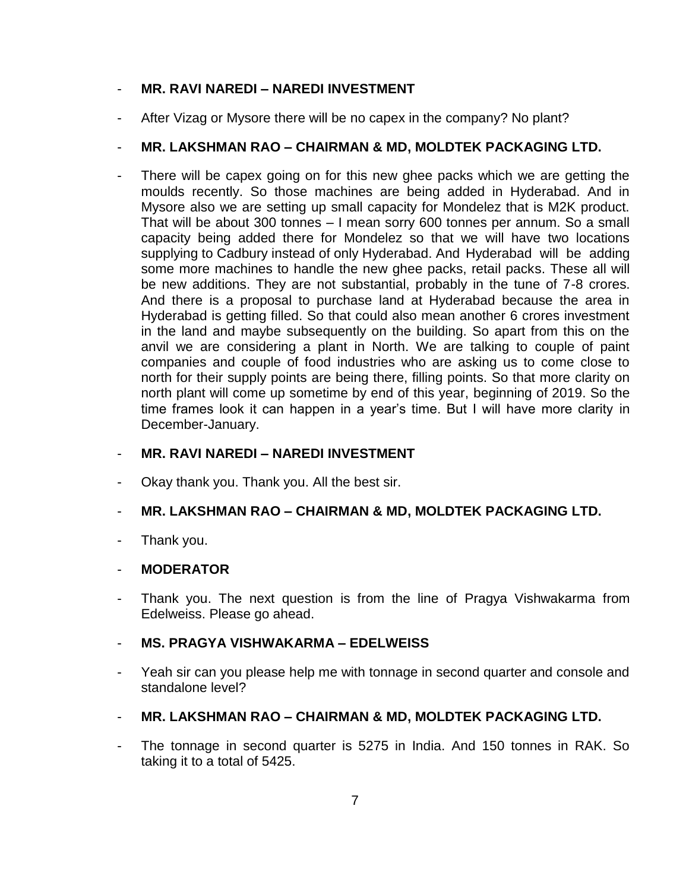- **MR. RAVI NAREDI – NAREDI INVESTMENT**

- After Vizag or Mysore there will be no capex in the company? No plant?

- **MR. LAKSHMAN RAO – CHAIRMAN & MD, MOLDTEK PACKAGING LTD.**

- There will be capex going on for this new ghee packs which we are getting the moulds recently. So those machines are being added in Hyderabad. And in Mysore also we are setting up small capacity for Mondelez that is M2K product. That will be about 300 tonnes – I mean sorry 600 tonnes per annum. So a small capacity being added there for Mondelez so that we will have two locations supplying to Cadbury instead of only Hyderabad. And Hyderabad will be adding some more machines to handle the new ghee packs, retail packs. These all will be new additions. They are not substantial, probably in the tune of 7-8 crores. And there is a proposal to purchase land at Hyderabad because the area in Hyderabad is getting filled. So that could also mean another 6 crores investment in the land and maybe subsequently on the building. So apart from this on the anvil we are considering a plant in North. We are talking to couple of paint companies and couple of food industries who are asking us to come close to north for their supply points are being there, filling points. So that more clarity on north plant will come up sometime by end of this year, beginning of 2019. So the time frames look it can happen in a year's time. But I will have more clarity in December-January.

- **MR. RAVI NAREDI – NAREDI INVESTMENT**

- Okay thank you. Thank you. All the best sir.

- **MR. LAKSHMAN RAO – CHAIRMAN & MD, MOLDTEK PACKAGING LTD.**

- Thank you.

- **MODERATOR**

- Thank you. The next question is from the line of Pragya Vishwakarma from Edelweiss. Please go ahead.

- **MS. PRAGYA VISHWAKARMA – EDELWEISS**

- Yeah sir can you please help me with tonnage in second quarter and console and standalone level?

- **MR. LAKSHMAN RAO – CHAIRMAN & MD, MOLDTEK PACKAGING LTD.**

- The tonnage in second quarter is 5275 in India. And 150 tonnes in RAK. So taking it to a total of 5425.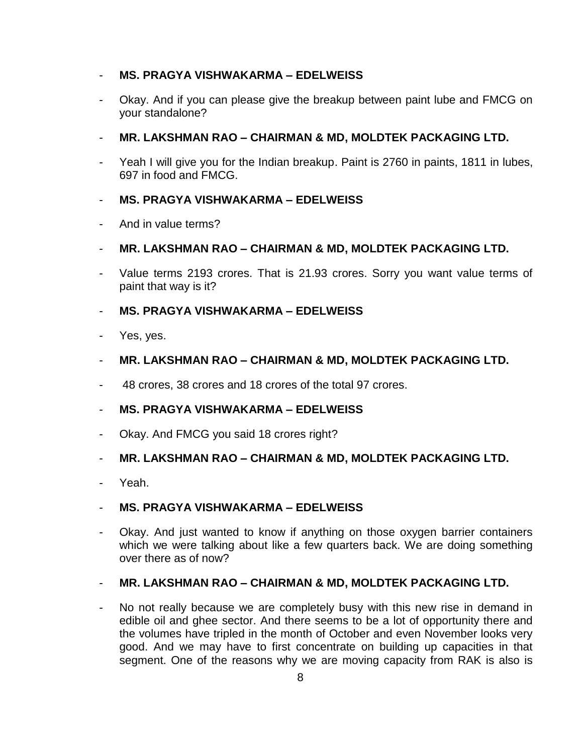- **MS. PRAGYA VISHWAKARMA – EDELWEISS**

- Okay. And if you can please give the breakup between paint lube and FMCG on your standalone?

- **MR. LAKSHMAN RAO – CHAIRMAN & MD, MOLDTEK PACKAGING LTD.**

- Yeah I will give you for the Indian breakup. Paint is 2760 in paints, 1811 in lubes, 697 in food and FMCG.

- **MS. PRAGYA VISHWAKARMA – EDELWEISS**

- And in value terms?

- **MR. LAKSHMAN RAO – CHAIRMAN & MD, MOLDTEK PACKAGING LTD.**

- Value terms 2193 crores. That is 21.93 crores. Sorry you want value terms of paint that way is it?

- **MS. PRAGYA VISHWAKARMA – EDELWEISS**

- Yes, yes.

- **MR. LAKSHMAN RAO – CHAIRMAN & MD, MOLDTEK PACKAGING LTD.**

- 48 crores, 38 crores and 18 crores of the total 97 crores.

- **MS. PRAGYA VISHWAKARMA – EDELWEISS**

- Okay. And FMCG you said 18 crores right?

- **MR. LAKSHMAN RAO – CHAIRMAN & MD, MOLDTEK PACKAGING LTD.**

- Yeah.

- **MS. PRAGYA VISHWAKARMA – EDELWEISS**

- Okay. And just wanted to know if anything on those oxygen barrier containers which we were talking about like a few quarters back. We are doing something over there as of now?

- **MR. LAKSHMAN RAO – CHAIRMAN & MD, MOLDTEK PACKAGING LTD.**

- No not really because we are completely busy with this new rise in demand in edible oil and ghee sector. And there seems to be a lot of opportunity there and the volumes have tripled in the month of October and even November looks very good. And we may have to first concentrate on building up capacities in that segment. One of the reasons why we are moving capacity from RAK is also is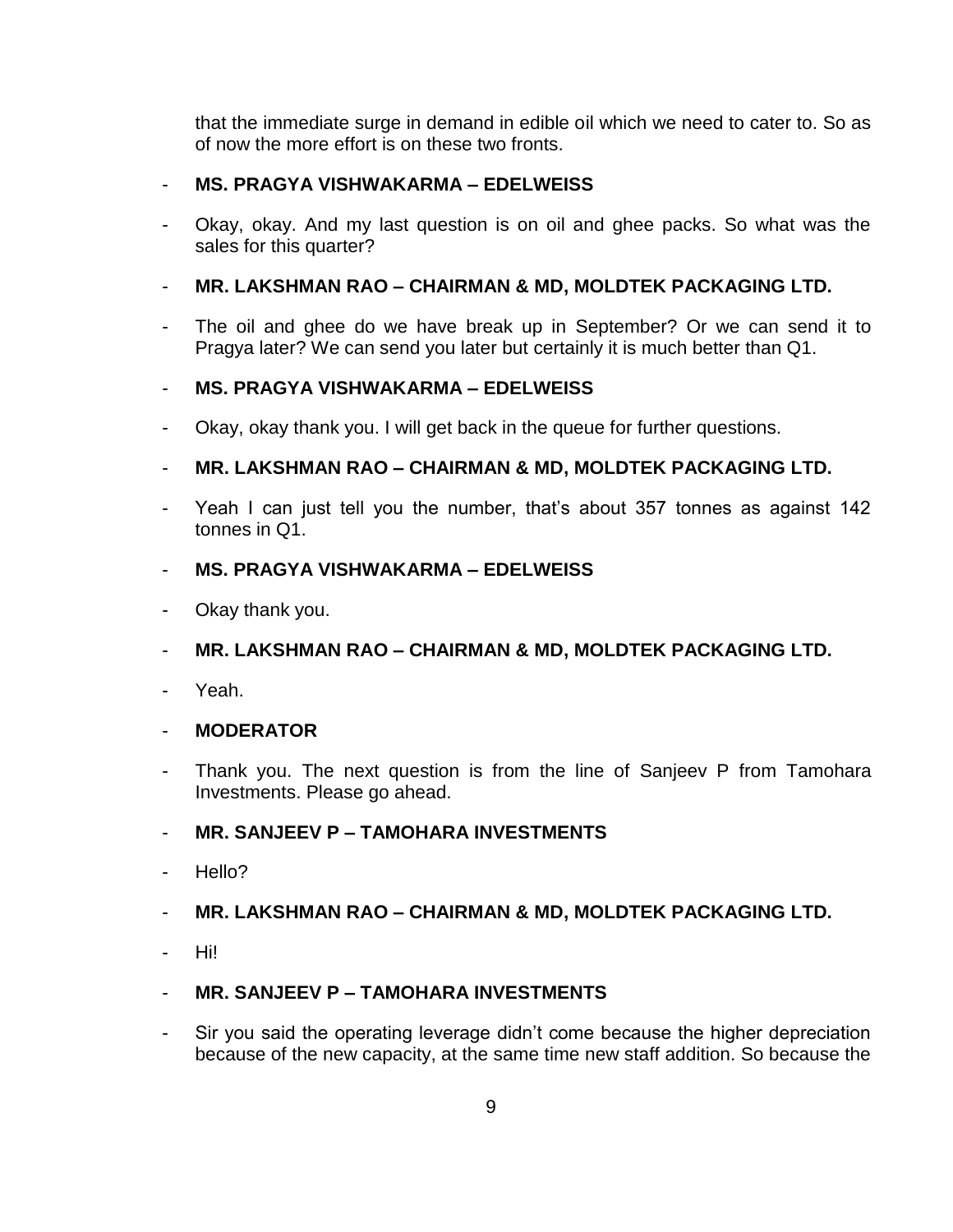that the immediate surge in demand in edible oil which we need to cater to. So as of now the more effort is on these two fronts.

- **MS. PRAGYA VISHWAKARMA – EDELWEISS**

- Okay, okay. And my last question is on oil and ghee packs. So what was the sales for this quarter?

- **MR. LAKSHMAN RAO – CHAIRMAN & MD, MOLDTEK PACKAGING LTD.**

- The oil and ghee do we have break up in September? Or we can send it to Pragya later? We can send you later but certainly it is much better than Q1.

- **MS. PRAGYA VISHWAKARMA – EDELWEISS**

- Okay, okay thank you. I will get back in the queue for further questions.

- **MR. LAKSHMAN RAO – CHAIRMAN & MD, MOLDTEK PACKAGING LTD.**

- Yeah I can just tell you the number, that's about 357 tonnes as against 142 tonnes in Q1.

- **MS. PRAGYA VISHWAKARMA – EDELWEISS**

- Okay thank you.

- **MR. LAKSHMAN RAO – CHAIRMAN & MD, MOLDTEK PACKAGING LTD.**

- Yeah.

- **MODERATOR**

- Thank you. The next question is from the line of Sanjeev P from Tamohara Investments. Please go ahead.

- **MR. SANJEEV P – TAMOHARA INVESTMENTS**

- Hello?

- **MR. LAKSHMAN RAO – CHAIRMAN & MD, MOLDTEK PACKAGING LTD.**

- Hi!

- **MR. SANJEEV P – TAMOHARA INVESTMENTS**

- Sir you said the operating leverage didn't come because the higher depreciation because of the new capacity, at the same time new staff addition. So because the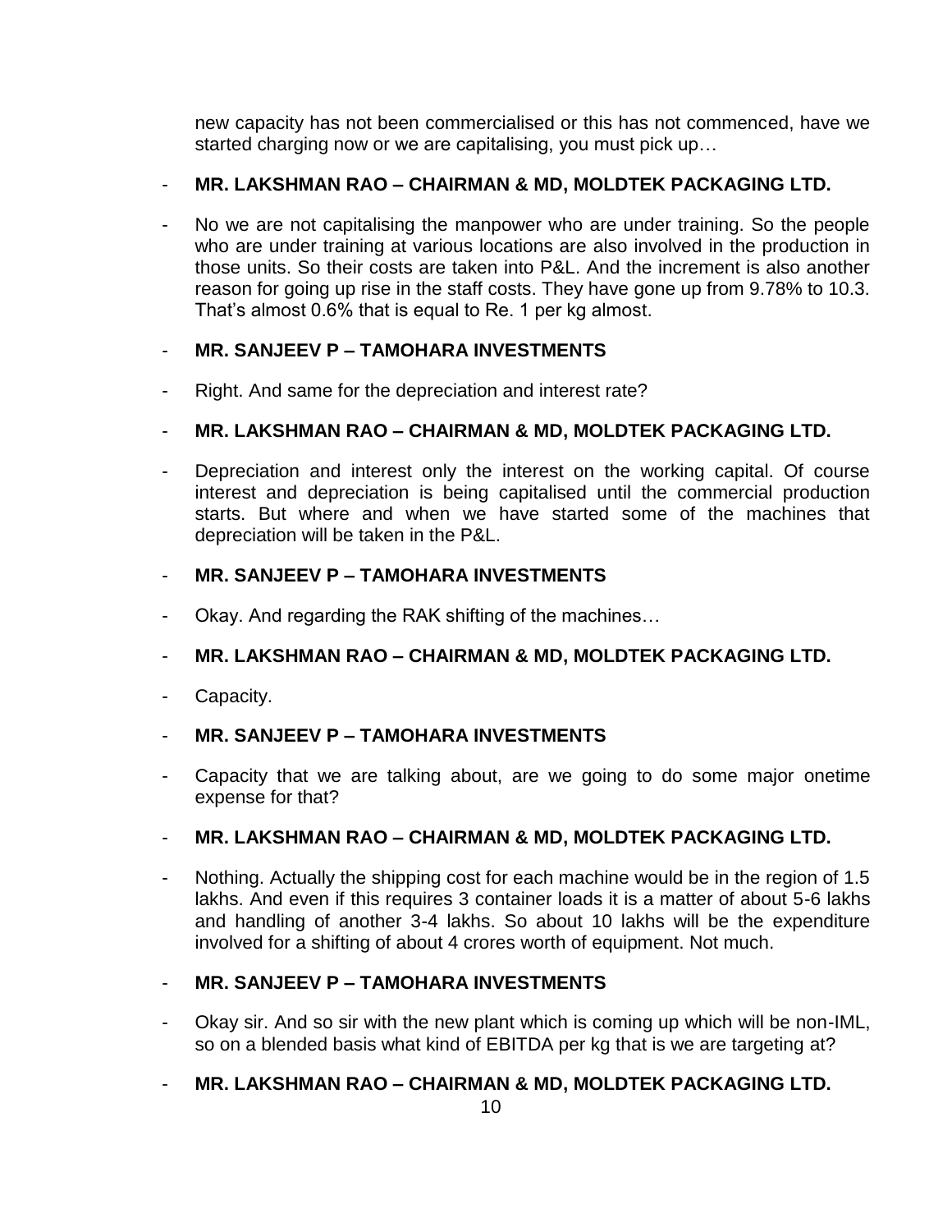new capacity has not been commercialised or this has not commenced, have we started charging now or we are capitalising, you must pick up…

- **MR. LAKSHMAN RAO – CHAIRMAN & MD, MOLDTEK PACKAGING LTD.**

- No we are not capitalising the manpower who are under training. So the people who are under training at various locations are also involved in the production in those units. So their costs are taken into P&L. And the increment is also another reason for going up rise in the staff costs. They have gone up from 9.78% to 10.3. That's almost 0.6% that is equal to Re. 1 per kg almost.

- **MR. SANJEEV P – TAMOHARA INVESTMENTS**

- Right. And same for the depreciation and interest rate?

- **MR. LAKSHMAN RAO – CHAIRMAN & MD, MOLDTEK PACKAGING LTD.**

- Depreciation and interest only the interest on the working capital. Of course interest and depreciation is being capitalised until the commercial production starts. But where and when we have started some of the machines that depreciation will be taken in the P&L.

- **MR. SANJEEV P – TAMOHARA INVESTMENTS**

- Okay. And regarding the RAK shifting of the machines…

- **MR. LAKSHMAN RAO – CHAIRMAN & MD, MOLDTEK PACKAGING LTD.**

- Capacity.

- **MR. SANJEEV P – TAMOHARA INVESTMENTS**

- Capacity that we are talking about, are we going to do some major onetime expense for that?

- **MR. LAKSHMAN RAO – CHAIRMAN & MD, MOLDTEK PACKAGING LTD.**

- Nothing. Actually the shipping cost for each machine would be in the region of 1.5 lakhs. And even if this requires 3 container loads it is a matter of about 5-6 lakhs and handling of another 3-4 lakhs. So about 10 lakhs will be the expenditure involved for a shifting of about 4 crores worth of equipment. Not much.

- **MR. SANJEEV P – TAMOHARA INVESTMENTS**

- Okay sir. And so sir with the new plant which is coming up which will be non-IML, so on a blended basis what kind of EBITDA per kg that is we are targeting at?

- **MR. LAKSHMAN RAO – CHAIRMAN & MD, MOLDTEK PACKAGING LTD.**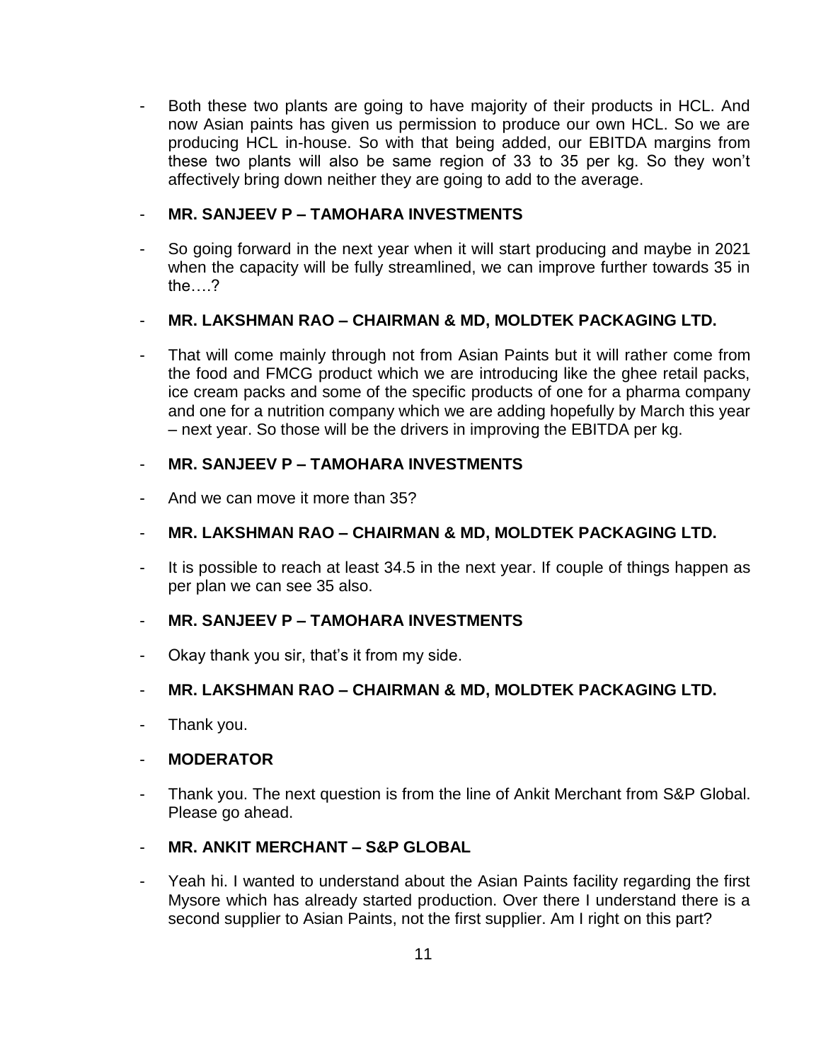- Both these two plants are going to have majority of their products in HCL. And now Asian paints has given us permission to produce our own HCL. So we are producing HCL in-house. So with that being added, our EBITDA margins from these two plants will also be same region of 33 to 35 per kg. So they won't affectively bring down neither they are going to add to the average.

- **MR. SANJEEV P – TAMOHARA INVESTMENTS**

- So going forward in the next year when it will start producing and maybe in 2021 when the capacity will be fully streamlined, we can improve further towards 35 in the….?

- **MR. LAKSHMAN RAO – CHAIRMAN & MD, MOLDTEK PACKAGING LTD.**

- That will come mainly through not from Asian Paints but it will rather come from the food and FMCG product which we are introducing like the ghee retail packs, ice cream packs and some of the specific products of one for a pharma company and one for a nutrition company which we are adding hopefully by March this year – next year. So those will be the drivers in improving the EBITDA per kg.

- **MR. SANJEEV P – TAMOHARA INVESTMENTS**

- And we can move it more than 35?

- **MR. LAKSHMAN RAO – CHAIRMAN & MD, MOLDTEK PACKAGING LTD.**

- It is possible to reach at least 34.5 in the next year. If couple of things happen as per plan we can see 35 also.

- **MR. SANJEEV P – TAMOHARA INVESTMENTS**

- Okay thank you sir, that's it from my side.

- **MR. LAKSHMAN RAO – CHAIRMAN & MD, MOLDTEK PACKAGING LTD.**

- Thank you.

- **MODERATOR**

- Thank you. The next question is from the line of Ankit Merchant from S&P Global. Please go ahead.

- **MR. ANKIT MERCHANT – S&P GLOBAL**

- Yeah hi. I wanted to understand about the Asian Paints facility regarding the first Mysore which has already started production. Over there I understand there is a second supplier to Asian Paints, not the first supplier. Am I right on this part?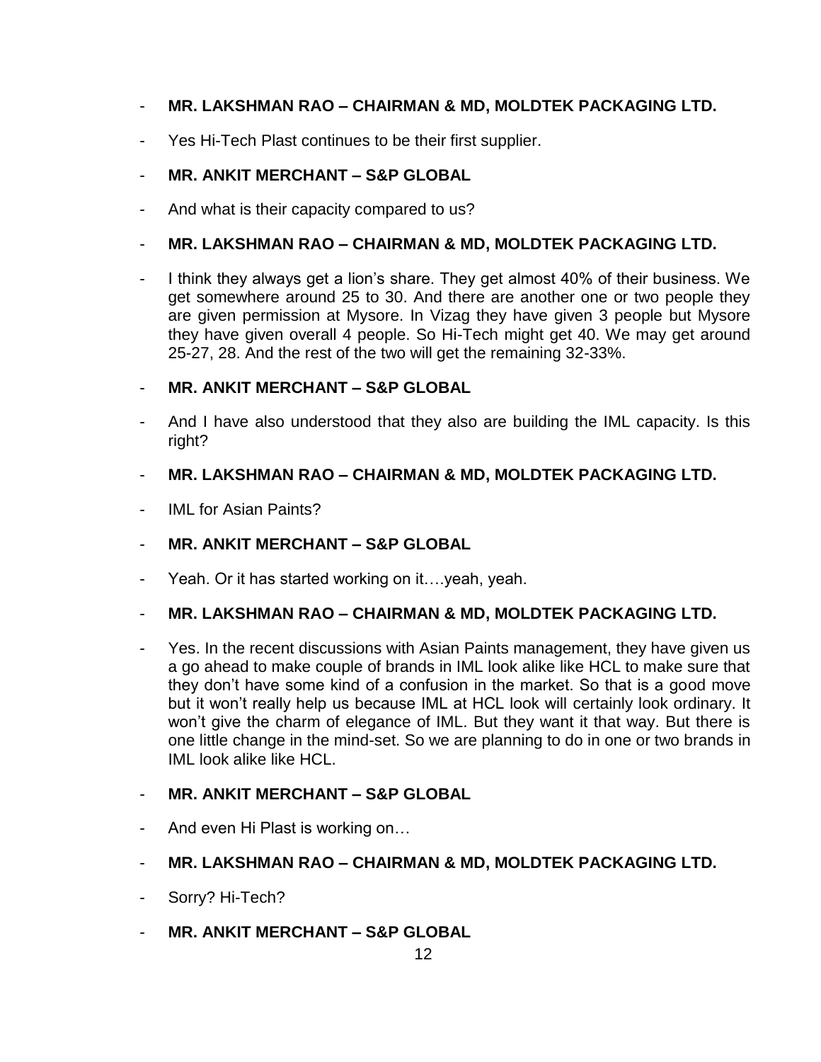- **MR. LAKSHMAN RAO – CHAIRMAN & MD, MOLDTEK PACKAGING LTD.**

- Yes Hi-Tech Plast continues to be their first supplier.

- **MR. ANKIT MERCHANT – S&P GLOBAL**

- And what is their capacity compared to us?

- **MR. LAKSHMAN RAO – CHAIRMAN & MD, MOLDTEK PACKAGING LTD.**

- I think they always get a lion's share. They get almost 40% of their business. We get somewhere around 25 to 30. And there are another one or two people they are given permission at Mysore. In Vizag they have given 3 people but Mysore they have given overall 4 people. So Hi-Tech might get 40. We may get around 25-27, 28. And the rest of the two will get the remaining 32-33%.

- **MR. ANKIT MERCHANT – S&P GLOBAL**

- And I have also understood that they also are building the IML capacity. Is this right?

- **MR. LAKSHMAN RAO – CHAIRMAN & MD, MOLDTEK PACKAGING LTD.**

- IML for Asian Paints?

- **MR. ANKIT MERCHANT – S&P GLOBAL**

- Yeah. Or it has started working on it….yeah, yeah.

- **MR. LAKSHMAN RAO – CHAIRMAN & MD, MOLDTEK PACKAGING LTD.**

- Yes. In the recent discussions with Asian Paints management, they have given us a go ahead to make couple of brands in IML look alike like HCL to make sure that they don't have some kind of a confusion in the market. So that is a good move but it won't really help us because IML at HCL look will certainly look ordinary. It won't give the charm of elegance of IML. But they want it that way. But there is one little change in the mind-set. So we are planning to do in one or two brands in IML look alike like HCL.

- **MR. ANKIT MERCHANT – S&P GLOBAL**

- And even Hi Plast is working on…

- **MR. LAKSHMAN RAO – CHAIRMAN & MD, MOLDTEK PACKAGING LTD.**

- Sorry? Hi-Tech?

- **MR. ANKIT MERCHANT – S&P GLOBAL**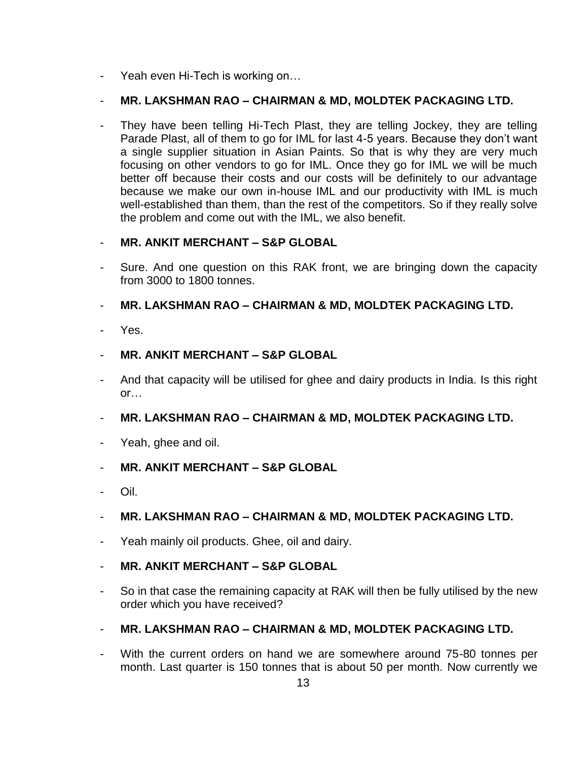- Yeah even Hi-Tech is working on…

- **MR. LAKSHMAN RAO – CHAIRMAN & MD, MOLDTEK PACKAGING LTD.**

- They have been telling Hi-Tech Plast, they are telling Jockey, they are telling Parade Plast, all of them to go for IML for last 4-5 years. Because they don't want a single supplier situation in Asian Paints. So that is why they are very much focusing on other vendors to go for IML. Once they go for IML we will be much better off because their costs and our costs will be definitely to our advantage because we make our own in-house IML and our productivity with IML is much well-established than them, than the rest of the competitors. So if they really solve the problem and come out with the IML, we also benefit.

- **MR. ANKIT MERCHANT – S&P GLOBAL**

- Sure. And one question on this RAK front, we are bringing down the capacity from 3000 to 1800 tonnes.

- **MR. LAKSHMAN RAO – CHAIRMAN & MD, MOLDTEK PACKAGING LTD.**

- Yes.

- **MR. ANKIT MERCHANT – S&P GLOBAL**

- And that capacity will be utilised for ghee and dairy products in India. Is this right or…

- **MR. LAKSHMAN RAO – CHAIRMAN & MD, MOLDTEK PACKAGING LTD.**

- Yeah, ghee and oil.

- **MR. ANKIT MERCHANT – S&P GLOBAL**

- Oil.

- **MR. LAKSHMAN RAO – CHAIRMAN & MD, MOLDTEK PACKAGING LTD.**

- Yeah mainly oil products. Ghee, oil and dairy.

- **MR. ANKIT MERCHANT – S&P GLOBAL**

- So in that case the remaining capacity at RAK will then be fully utilised by the new order which you have received?

- **MR. LAKSHMAN RAO – CHAIRMAN & MD, MOLDTEK PACKAGING LTD.**

- With the current orders on hand we are somewhere around 75-80 tonnes per month. Last quarter is 150 tonnes that is about 50 per month. Now currently we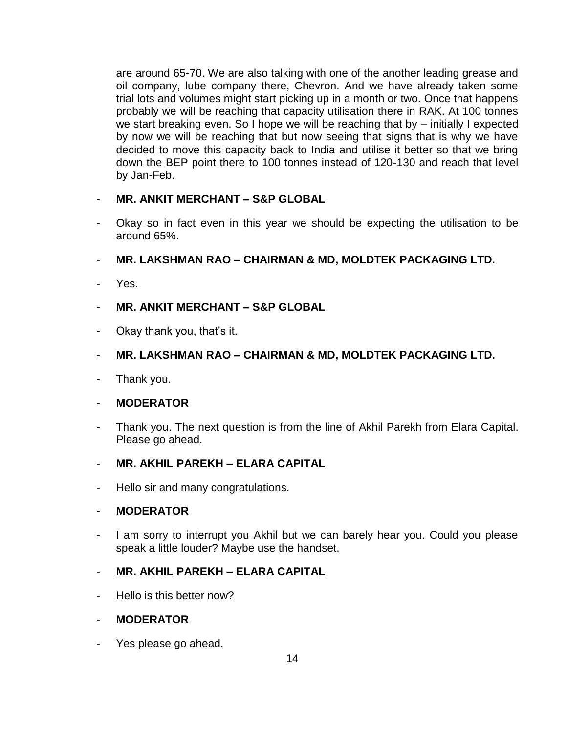are around 65-70. We are also talking with one of the another leading grease and oil company, lube company there, Chevron. And we have already taken some trial lots and volumes might start picking up in a month or two. Once that happens probably we will be reaching that capacity utilisation there in RAK. At 100 tonnes we start breaking even. So I hope we will be reaching that by – initially I expected by now we will be reaching that but now seeing that signs that is why we have decided to move this capacity back to India and utilise it better so that we bring down the BEP point there to 100 tonnes instead of 120-130 and reach that level by Jan-Feb.

- **MR. ANKIT MERCHANT – S&P GLOBAL**

- Okay so in fact even in this year we should be expecting the utilisation to be around 65%.

- **MR. LAKSHMAN RAO – CHAIRMAN & MD, MOLDTEK PACKAGING LTD.**

- Yes.

- **MR. ANKIT MERCHANT – S&P GLOBAL**

- Okay thank you, that's it.

- **MR. LAKSHMAN RAO – CHAIRMAN & MD, MOLDTEK PACKAGING LTD.**

- Thank you.

- **MODERATOR**

- Thank you. The next question is from the line of Akhil Parekh from Elara Capital. Please go ahead.

- **MR. AKHIL PAREKH – ELARA CAPITAL**

- Hello sir and many congratulations.

- **MODERATOR**

- I am sorry to interrupt you Akhil but we can barely hear you. Could you please speak a little louder? Maybe use the handset.

- **MR. AKHIL PAREKH – ELARA CAPITAL**

- Hello is this better now?

- **MODERATOR**

- Yes please go ahead.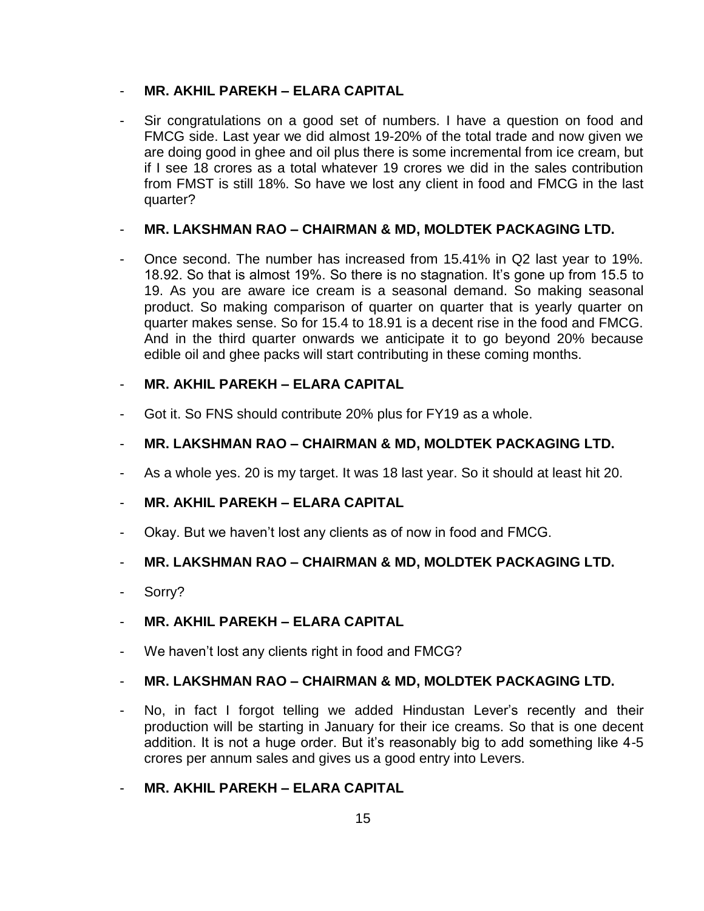- **MR. AKHIL PAREKH – ELARA CAPITAL**

- Sir congratulations on a good set of numbers. I have a question on food and FMCG side. Last year we did almost 19-20% of the total trade and now given we are doing good in ghee and oil plus there is some incremental from ice cream, but if I see 18 crores as a total whatever 19 crores we did in the sales contribution from FMST is still 18%. So have we lost any client in food and FMCG in the last quarter?

- **MR. LAKSHMAN RAO – CHAIRMAN & MD, MOLDTEK PACKAGING LTD.**

- Once second. The number has increased from 15.41% in Q2 last year to 19%. 18.92. So that is almost 19%. So there is no stagnation. It's gone up from 15.5 to 19. As you are aware ice cream is a seasonal demand. So making seasonal product. So making comparison of quarter on quarter that is yearly quarter on quarter makes sense. So for 15.4 to 18.91 is a decent rise in the food and FMCG. And in the third quarter onwards we anticipate it to go beyond 20% because edible oil and ghee packs will start contributing in these coming months.

- **MR. AKHIL PAREKH – ELARA CAPITAL**

- Got it. So FNS should contribute 20% plus for FY19 as a whole.

- **MR. LAKSHMAN RAO – CHAIRMAN & MD, MOLDTEK PACKAGING LTD.**

- As a whole yes. 20 is my target. It was 18 last year. So it should at least hit 20.

- **MR. AKHIL PAREKH – ELARA CAPITAL**

- Okay. But we haven't lost any clients as of now in food and FMCG.

- **MR. LAKSHMAN RAO – CHAIRMAN & MD, MOLDTEK PACKAGING LTD.**

- Sorry?

- **MR. AKHIL PAREKH – ELARA CAPITAL**

- We haven't lost any clients right in food and FMCG?

- **MR. LAKSHMAN RAO – CHAIRMAN & MD, MOLDTEK PACKAGING LTD.**

- No, in fact I forgot telling we added Hindustan Lever's recently and their production will be starting in January for their ice creams. So that is one decent addition. It is not a huge order. But it's reasonably big to add something like 4-5 crores per annum sales and gives us a good entry into Levers.

- **MR. AKHIL PAREKH – ELARA CAPITAL**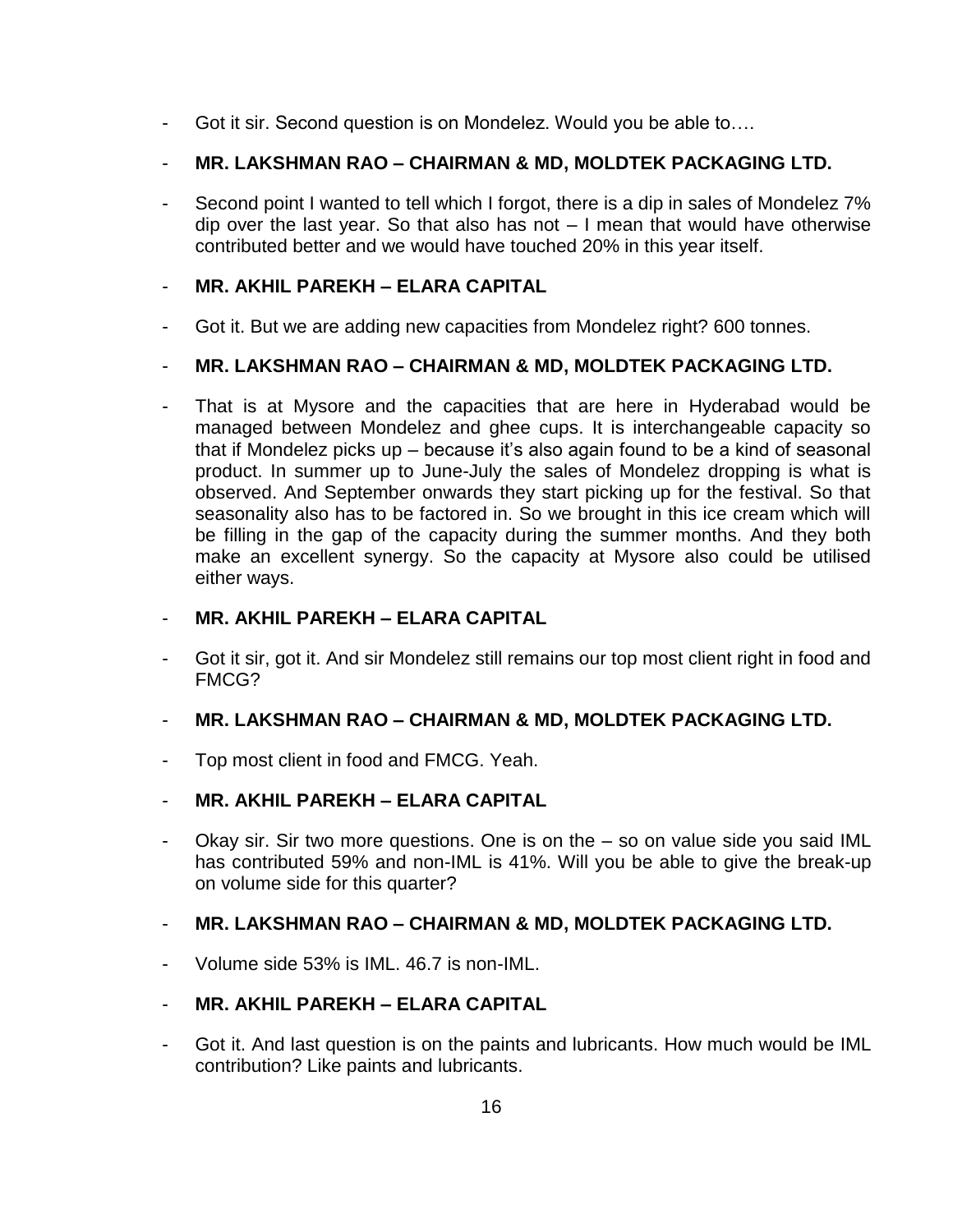- Got it sir. Second question is on Mondelez. Would you be able to….

- **MR. LAKSHMAN RAO – CHAIRMAN & MD, MOLDTEK PACKAGING LTD.**

- Second point I wanted to tell which I forgot, there is a dip in sales of Mondelez 7% dip over the last year. So that also has not – I mean that would have otherwise contributed better and we would have touched 20% in this year itself.

- **MR. AKHIL PAREKH – ELARA CAPITAL**

- Got it. But we are adding new capacities from Mondelez right? 600 tonnes.

- **MR. LAKSHMAN RAO – CHAIRMAN & MD, MOLDTEK PACKAGING LTD.**

- That is at Mysore and the capacities that are here in Hyderabad would be managed between Mondelez and ghee cups. It is interchangeable capacity so that if Mondelez picks up – because it's also again found to be a kind of seasonal product. In summer up to June-July the sales of Mondelez dropping is what is observed. And September onwards they start picking up for the festival. So that seasonality also has to be factored in. So we brought in this ice cream which will be filling in the gap of the capacity during the summer months. And they both make an excellent synergy. So the capacity at Mysore also could be utilised either ways.

- **MR. AKHIL PAREKH – ELARA CAPITAL**

- Got it sir, got it. And sir Mondelez still remains our top most client right in food and FMCG?

- **MR. LAKSHMAN RAO – CHAIRMAN & MD, MOLDTEK PACKAGING LTD.**

- Top most client in food and FMCG. Yeah.

- **MR. AKHIL PAREKH – ELARA CAPITAL**

- Okay sir. Sir two more questions. One is on the – so on value side you said IML has contributed 59% and non-IML is 41%. Will you be able to give the break-up on volume side for this quarter?

- **MR. LAKSHMAN RAO – CHAIRMAN & MD, MOLDTEK PACKAGING LTD.**

- Volume side 53% is IML. 46.7 is non-IML.

- **MR. AKHIL PAREKH – ELARA CAPITAL**

- Got it. And last question is on the paints and lubricants. How much would be IML contribution? Like paints and lubricants.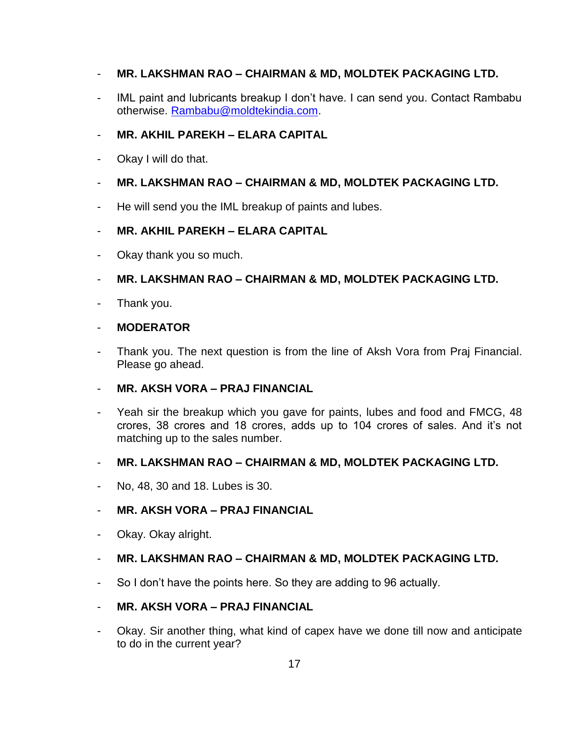- **MR. LAKSHMAN RAO – CHAIRMAN & MD, MOLDTEK PACKAGING LTD.**

- IML paint and lubricants breakup I don't have. I can send you. Contact Rambabu otherwise. Rambabu@moldtekindia.com.

- **MR. AKHIL PAREKH – ELARA CAPITAL**

- Okay I will do that.

- **MR. LAKSHMAN RAO – CHAIRMAN & MD, MOLDTEK PACKAGING LTD.**

- He will send you the IML breakup of paints and lubes.

- **MR. AKHIL PAREKH – ELARA CAPITAL**

- Okay thank you so much.

- **MR. LAKSHMAN RAO – CHAIRMAN & MD, MOLDTEK PACKAGING LTD.**

- Thank you.

- **MODERATOR**

- Thank you. The next question is from the line of Aksh Vora from Praj Financial. Please go ahead.

- **MR. AKSH VORA – PRAJ FINANCIAL**

- Yeah sir the breakup which you gave for paints, lubes and food and FMCG, 48 crores, 38 crores and 18 crores, adds up to 104 crores of sales. And it's not matching up to the sales number.

- **MR. LAKSHMAN RAO – CHAIRMAN & MD, MOLDTEK PACKAGING LTD.**

- No, 48, 30 and 18. Lubes is 30.

- **MR. AKSH VORA – PRAJ FINANCIAL**

- Okay. Okay alright.

- **MR. LAKSHMAN RAO – CHAIRMAN & MD, MOLDTEK PACKAGING LTD.**

- So I don't have the points here. So they are adding to 96 actually.

- **MR. AKSH VORA – PRAJ FINANCIAL**

- Okay. Sir another thing, what kind of capex have we done till now and anticipate to do in the current year?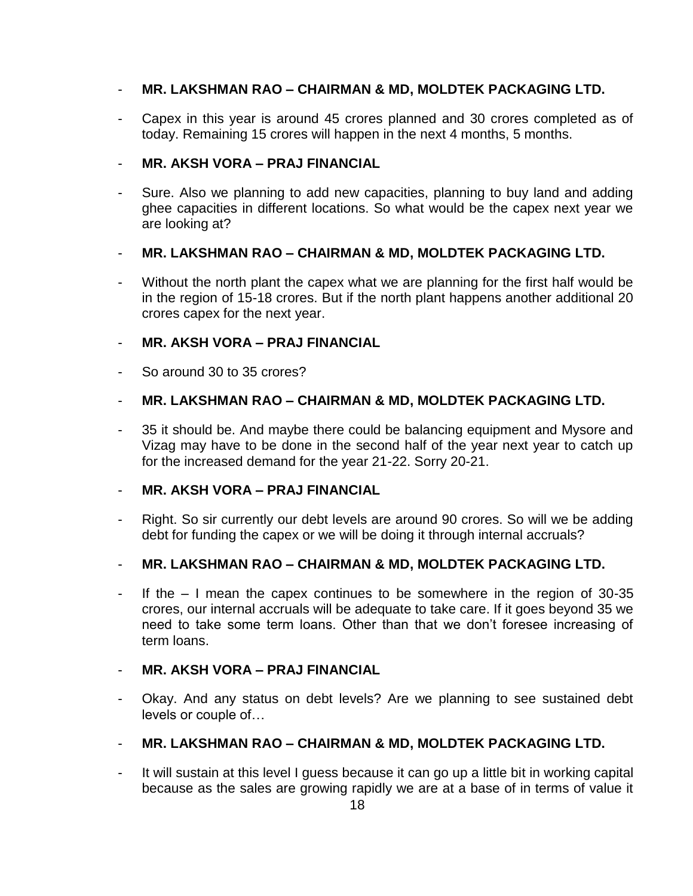- **MR. LAKSHMAN RAO – CHAIRMAN & MD, MOLDTEK PACKAGING LTD.**

- Capex in this year is around 45 crores planned and 30 crores completed as of today. Remaining 15 crores will happen in the next 4 months, 5 months.

- **MR. AKSH VORA – PRAJ FINANCIAL**

- Sure. Also we planning to add new capacities, planning to buy land and adding ghee capacities in different locations. So what would be the capex next year we are looking at?

- **MR. LAKSHMAN RAO – CHAIRMAN & MD, MOLDTEK PACKAGING LTD.**

- Without the north plant the capex what we are planning for the first half would be in the region of 15-18 crores. But if the north plant happens another additional 20 crores capex for the next year.

- **MR. AKSH VORA – PRAJ FINANCIAL**

- So around 30 to 35 crores?

- **MR. LAKSHMAN RAO – CHAIRMAN & MD, MOLDTEK PACKAGING LTD.**

- 35 it should be. And maybe there could be balancing equipment and Mysore and Vizag may have to be done in the second half of the year next year to catch up for the increased demand for the year 21-22. Sorry 20-21.

- **MR. AKSH VORA – PRAJ FINANCIAL**

- Right. So sir currently our debt levels are around 90 crores. So will we be adding debt for funding the capex or we will be doing it through internal accruals?

- **MR. LAKSHMAN RAO – CHAIRMAN & MD, MOLDTEK PACKAGING LTD.**

- If the – I mean the capex continues to be somewhere in the region of 30-35 crores, our internal accruals will be adequate to take care. If it goes beyond 35 we need to take some term loans. Other than that we don't foresee increasing of term loans.

- **MR. AKSH VORA – PRAJ FINANCIAL**

- Okay. And any status on debt levels? Are we planning to see sustained debt levels or couple of…

- **MR. LAKSHMAN RAO – CHAIRMAN & MD, MOLDTEK PACKAGING LTD.**

- It will sustain at this level I guess because it can go up a little bit in working capital because as the sales are growing rapidly we are at a base of in terms of value it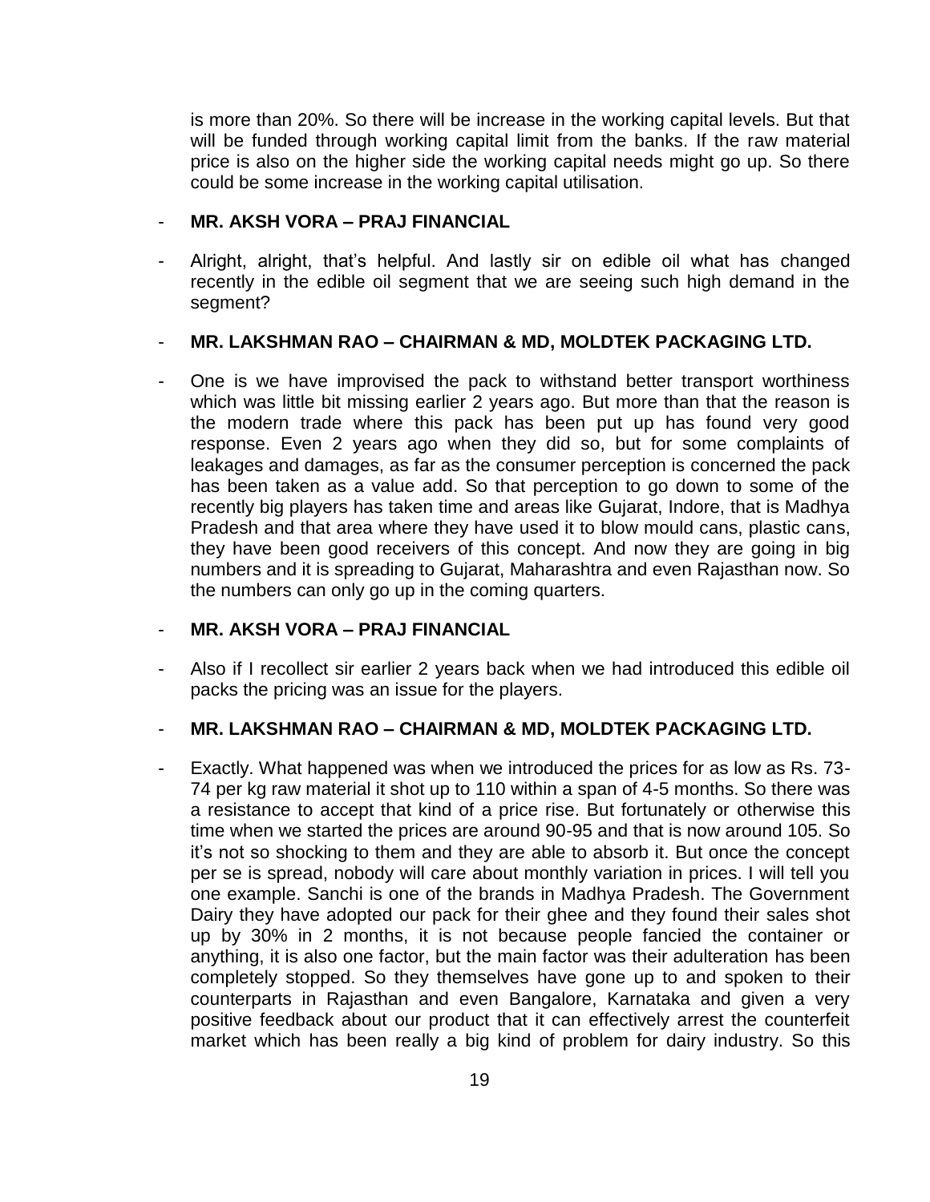is more than 20%. So there will be increase in the working capital levels. But that will be funded through working capital limit from the banks. If the raw material price is also on the higher side the working capital needs might go up. So there could be some increase in the working capital utilisation.

- **MR. AKSH VORA – PRAJ FINANCIAL**

- Alright, alright, that's helpful. And lastly sir on edible oil what has changed recently in the edible oil segment that we are seeing such high demand in the segment?

- **MR. LAKSHMAN RAO – CHAIRMAN & MD, MOLDTEK PACKAGING LTD.**

- One is we have improvised the pack to withstand better transport worthiness which was little bit missing earlier 2 years ago. But more than that the reason is the modern trade where this pack has been put up has found very good response. Even 2 years ago when they did so, but for some complaints of leakages and damages, as far as the consumer perception is concerned the pack has been taken as a value add. So that perception to go down to some of the recently big players has taken time and areas like Gujarat, Indore, that is Madhya Pradesh and that area where they have used it to blow mould cans, plastic cans, they have been good receivers of this concept. And now they are going in big numbers and it is spreading to Gujarat, Maharashtra and even Rajasthan now. So the numbers can only go up in the coming quarters.

- **MR. AKSH VORA – PRAJ FINANCIAL**

- Also if I recollect sir earlier 2 years back when we had introduced this edible oil packs the pricing was an issue for the players.

- **MR. LAKSHMAN RAO – CHAIRMAN & MD, MOLDTEK PACKAGING LTD.**

- Exactly. What happened was when we introduced the prices for as low as Rs. 73-74 per kg raw material it shot up to 110 within a span of 4-5 months. So there was a resistance to accept that kind of a price rise. But fortunately or otherwise this time when we started the prices are around 90-95 and that is now around 105. So it's not so shocking to them and they are able to absorb it. But once the concept per se is spread, nobody will care about monthly variation in prices. I will tell you one example. Sanchi is one of the brands in Madhya Pradesh. The Government Dairy they have adopted our pack for their ghee and they found their sales shot up by 30% in 2 months, it is not because people fancied the container or anything, it is also one factor, but the main factor was their adulteration has been completely stopped. So they themselves have gone up to and spoken to their counterparts in Rajasthan and even Bangalore, Karnataka and given a very positive feedback about our product that it can effectively arrest the counterfeit market which has been really a big kind of problem for dairy industry. So this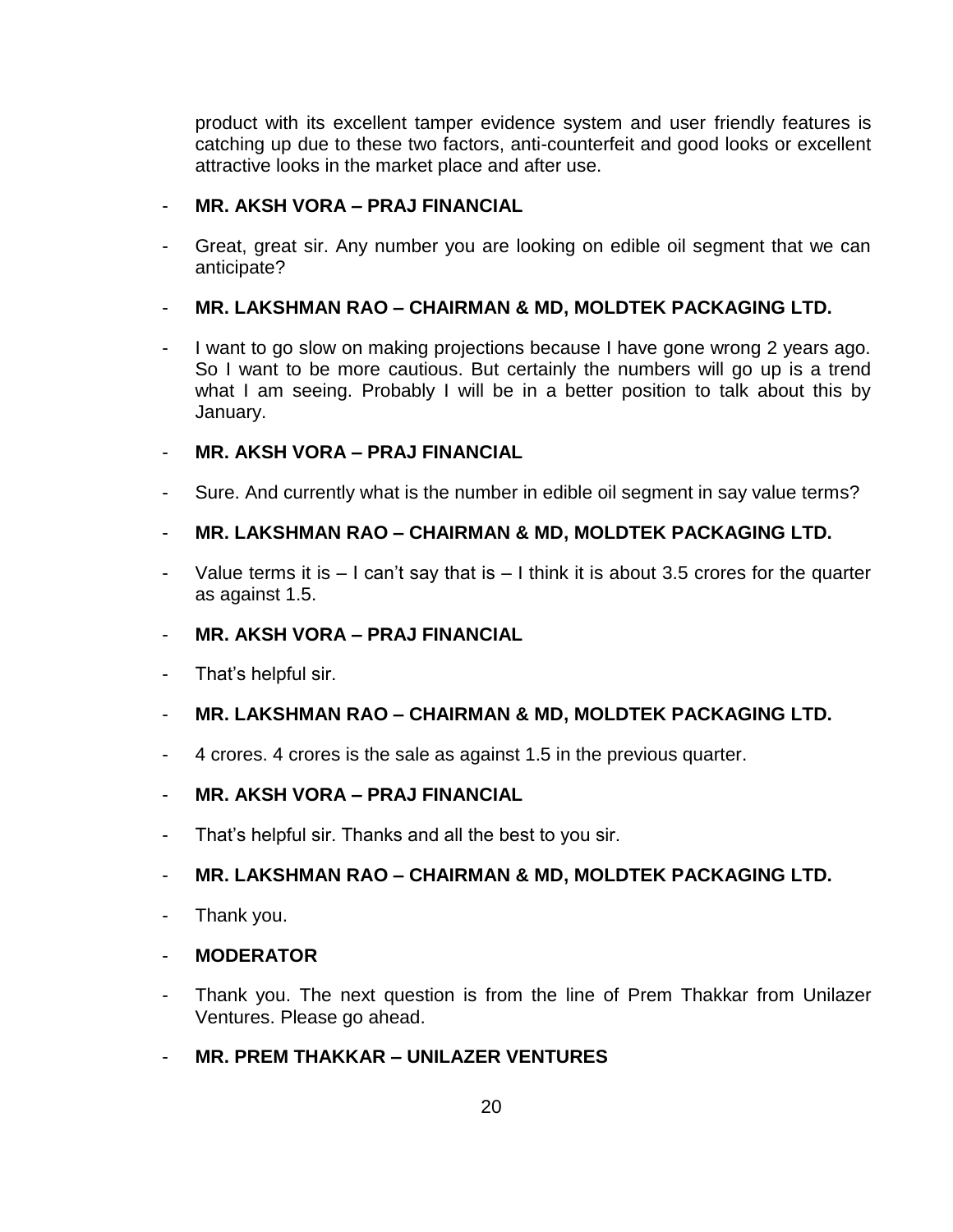product with its excellent tamper evidence system and user friendly features is catching up due to these two factors, anti-counterfeit and good looks or excellent attractive looks in the market place and after use.

- **MR. AKSH VORA – PRAJ FINANCIAL**

- Great, great sir. Any number you are looking on edible oil segment that we can anticipate?

- **MR. LAKSHMAN RAO – CHAIRMAN & MD, MOLDTEK PACKAGING LTD.**

- I want to go slow on making projections because I have gone wrong 2 years ago. So I want to be more cautious. But certainly the numbers will go up is a trend what I am seeing. Probably I will be in a better position to talk about this by January.

- **MR. AKSH VORA – PRAJ FINANCIAL**

- Sure. And currently what is the number in edible oil segment in say value terms?

- **MR. LAKSHMAN RAO – CHAIRMAN & MD, MOLDTEK PACKAGING LTD.**

- Value terms it is – I can't say that is – I think it is about 3.5 crores for the quarter as against 1.5.

- **MR. AKSH VORA – PRAJ FINANCIAL**

- That's helpful sir.

- **MR. LAKSHMAN RAO – CHAIRMAN & MD, MOLDTEK PACKAGING LTD.**

- 4 crores. 4 crores is the sale as against 1.5 in the previous quarter.

- **MR. AKSH VORA – PRAJ FINANCIAL**

- That's helpful sir. Thanks and all the best to you sir.

- **MR. LAKSHMAN RAO – CHAIRMAN & MD, MOLDTEK PACKAGING LTD.**

- Thank you.

- **MODERATOR**

- Thank you. The next question is from the line of Prem Thakkar from Unilazer Ventures. Please go ahead.

- **MR. PREM THAKKAR – UNILAZER VENTURES**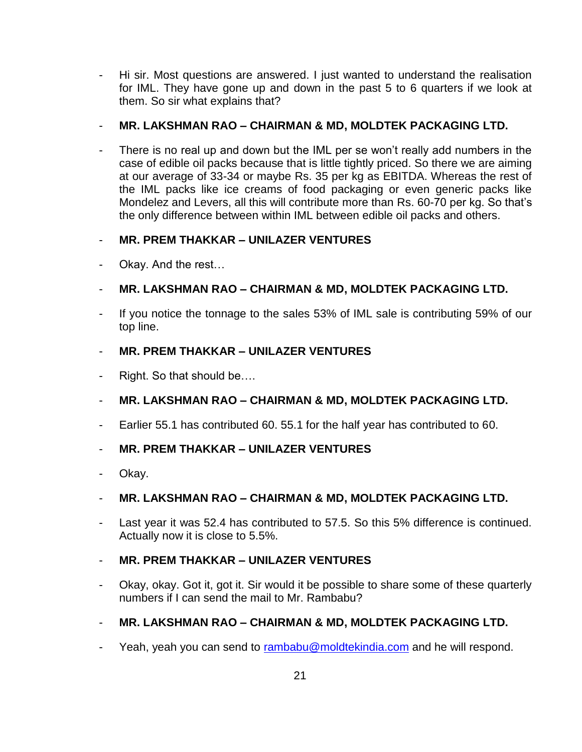- Hi sir. Most questions are answered. I just wanted to understand the realisation for IML. They have gone up and down in the past 5 to 6 quarters if we look at them. So sir what explains that?

- **MR. LAKSHMAN RAO – CHAIRMAN & MD, MOLDTEK PACKAGING LTD.**

- There is no real up and down but the IML per se won't really add numbers in the case of edible oil packs because that is little tightly priced. So there we are aiming at our average of 33-34 or maybe Rs. 35 per kg as EBITDA. Whereas the rest of the IML packs like ice creams of food packaging or even generic packs like Mondelez and Levers, all this will contribute more than Rs. 60-70 per kg. So that's the only difference between within IML between edible oil packs and others.

- **MR. PREM THAKKAR – UNILAZER VENTURES**

- Okay. And the rest…

- **MR. LAKSHMAN RAO – CHAIRMAN & MD, MOLDTEK PACKAGING LTD.**

- If you notice the tonnage to the sales 53% of IML sale is contributing 59% of our top line.

- **MR. PREM THAKKAR – UNILAZER VENTURES**

- Right. So that should be….

- **MR. LAKSHMAN RAO – CHAIRMAN & MD, MOLDTEK PACKAGING LTD.**

- Earlier 55.1 has contributed 60. 55.1 for the half year has contributed to 60.

- **MR. PREM THAKKAR – UNILAZER VENTURES**

- Okay.

- **MR. LAKSHMAN RAO – CHAIRMAN & MD, MOLDTEK PACKAGING LTD.**

- Last year it was 52.4 has contributed to 57.5. So this 5% difference is continued. Actually now it is close to 5.5%.

- **MR. PREM THAKKAR – UNILAZER VENTURES**

- Okay, okay. Got it, got it. Sir would it be possible to share some of these quarterly numbers if I can send the mail to Mr. Rambabu?

- **MR. LAKSHMAN RAO – CHAIRMAN & MD, MOLDTEK PACKAGING LTD.**

- Yeah, yeah you can send to rambabu@moldtekindia.com and he will respond.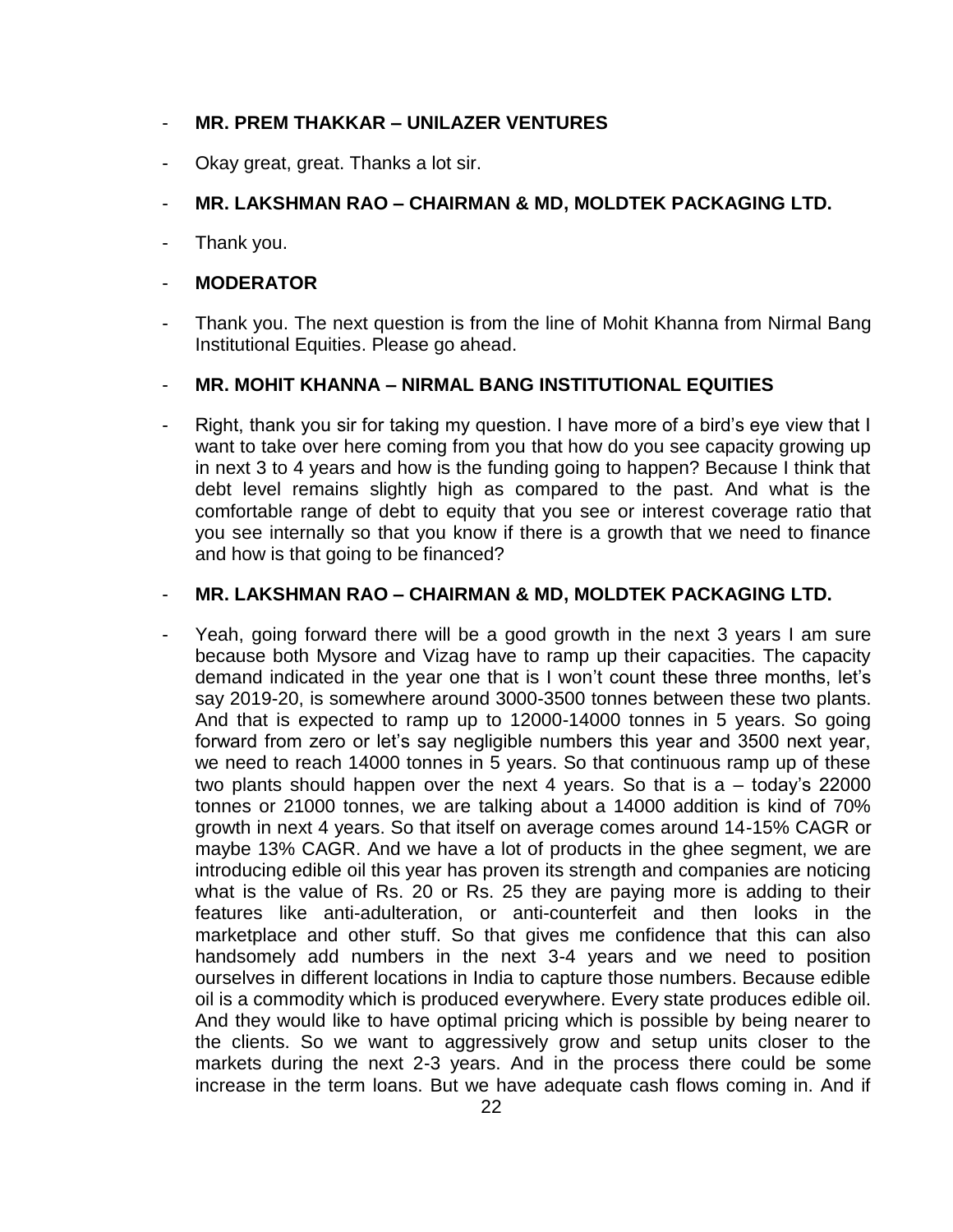- **MR. PREM THAKKAR – UNILAZER VENTURES**

- Okay great, great. Thanks a lot sir.

- **MR. LAKSHMAN RAO – CHAIRMAN & MD, MOLDTEK PACKAGING LTD.**

- Thank you.

- **MODERATOR**

- Thank you. The next question is from the line of Mohit Khanna from Nirmal Bang Institutional Equities. Please go ahead.

- **MR. MOHIT KHANNA – NIRMAL BANG INSTITUTIONAL EQUITIES**

- Right, thank you sir for taking my question. I have more of a bird's eye view that I want to take over here coming from you that how do you see capacity growing up in next 3 to 4 years and how is the funding going to happen? Because I think that debt level remains slightly high as compared to the past. And what is the comfortable range of debt to equity that you see or interest coverage ratio that you see internally so that you know if there is a growth that we need to finance and how is that going to be financed?

- **MR. LAKSHMAN RAO – CHAIRMAN & MD, MOLDTEK PACKAGING LTD.**

- Yeah, going forward there will be a good growth in the next 3 years I am sure because both Mysore and Vizag have to ramp up their capacities. The capacity demand indicated in the year one that is I won't count these three months, let's say 2019-20, is somewhere around 3000-3500 tonnes between these two plants. And that is expected to ramp up to 12000-14000 tonnes in 5 years. So going forward from zero or let's say negligible numbers this year and 3500 next year, we need to reach 14000 tonnes in 5 years. So that continuous ramp up of these two plants should happen over the next 4 years. So that is a – today's 22000 tonnes or 21000 tonnes, we are talking about a 14000 addition is kind of 70% growth in next 4 years. So that itself on average comes around 14-15% CAGR or maybe 13% CAGR. And we have a lot of products in the ghee segment, we are introducing edible oil this year has proven its strength and companies are noticing what is the value of Rs. 20 or Rs. 25 they are paying more is adding to their features like anti-adulteration, or anti-counterfeit and then looks in the marketplace and other stuff. So that gives me confidence that this can also handsomely add numbers in the next 3-4 years and we need to position ourselves in different locations in India to capture those numbers. Because edible oil is a commodity which is produced everywhere. Every state produces edible oil. And they would like to have optimal pricing which is possible by being nearer to the clients. So we want to aggressively grow and setup units closer to the markets during the next 2-3 years. And in the process there could be some increase in the term loans. But we have adequate cash flows coming in. And if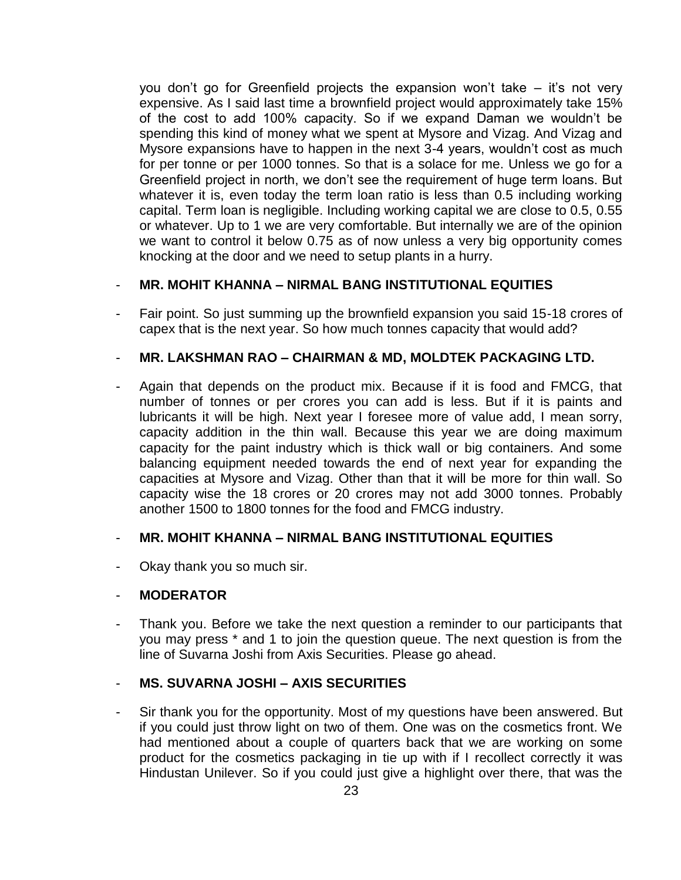you don't go for Greenfield projects the expansion won't take – it's not very expensive. As I said last time a brownfield project would approximately take 15% of the cost to add 100% capacity. So if we expand Daman we wouldn't be spending this kind of money what we spent at Mysore and Vizag. And Vizag and Mysore expansions have to happen in the next 3-4 years, wouldn't cost as much for per tonne or per 1000 tonnes. So that is a solace for me. Unless we go for a Greenfield project in north, we don't see the requirement of huge term loans. But whatever it is, even today the term loan ratio is less than 0.5 including working capital. Term loan is negligible. Including working capital we are close to 0.5, 0.55 or whatever. Up to 1 we are very comfortable. But internally we are of the opinion we want to control it below 0.75 as of now unless a very big opportunity comes knocking at the door and we need to setup plants in a hurry.

- **MR. MOHIT KHANNA – NIRMAL BANG INSTITUTIONAL EQUITIES**

- Fair point. So just summing up the brownfield expansion you said 15-18 crores of capex that is the next year. So how much tonnes capacity that would add?

- **MR. LAKSHMAN RAO – CHAIRMAN & MD, MOLDTEK PACKAGING LTD.**

- Again that depends on the product mix. Because if it is food and FMCG, that number of tonnes or per crores you can add is less. But if it is paints and lubricants it will be high. Next year I foresee more of value add, I mean sorry, capacity addition in the thin wall. Because this year we are doing maximum capacity for the paint industry which is thick wall or big containers. And some balancing equipment needed towards the end of next year for expanding the capacities at Mysore and Vizag. Other than that it will be more for thin wall. So capacity wise the 18 crores or 20 crores may not add 3000 tonnes. Probably another 1500 to 1800 tonnes for the food and FMCG industry.

- **MR. MOHIT KHANNA – NIRMAL BANG INSTITUTIONAL EQUITIES**

- Okay thank you so much sir.

- **MODERATOR**

- Thank you. Before we take the next question a reminder to our participants that you may press * and 1 to join the question queue. The next question is from the line of Suvarna Joshi from Axis Securities. Please go ahead.

- **MS. SUVARNA JOSHI – AXIS SECURITIES**

- Sir thank you for the opportunity. Most of my questions have been answered. But if you could just throw light on two of them. One was on the cosmetics front. We had mentioned about a couple of quarters back that we are working on some product for the cosmetics packaging in tie up with if I recollect correctly it was Hindustan Unilever. So if you could just give a highlight over there, that was the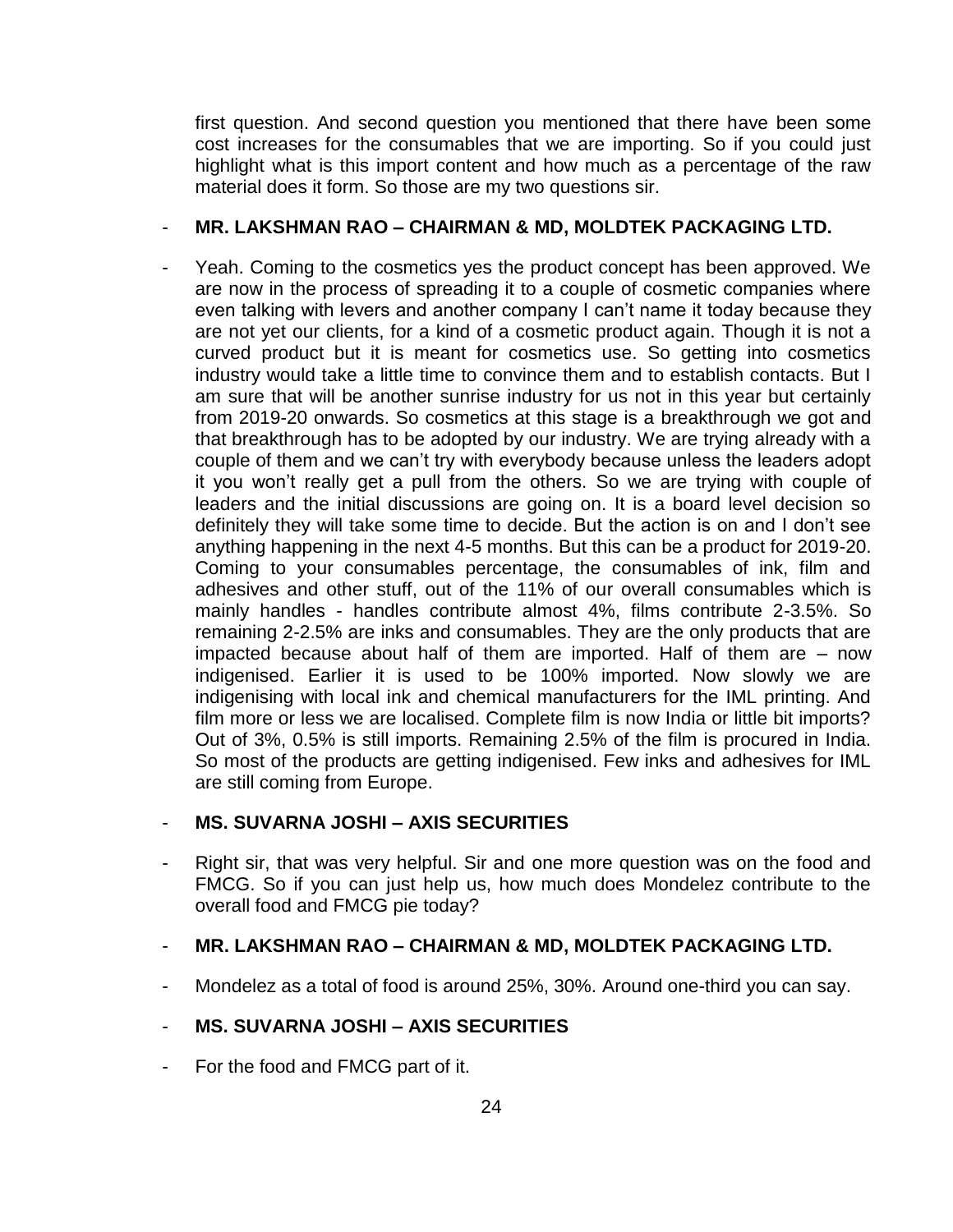first question. And second question you mentioned that there have been some cost increases for the consumables that we are importing. So if you could just highlight what is this import content and how much as a percentage of the raw material does it form. So those are my two questions sir.

- **MR. LAKSHMAN RAO – CHAIRMAN & MD, MOLDTEK PACKAGING LTD.**

- Yeah. Coming to the cosmetics yes the product concept has been approved. We are now in the process of spreading it to a couple of cosmetic companies where even talking with levers and another company I can't name it today because they are not yet our clients, for a kind of a cosmetic product again. Though it is not a curved product but it is meant for cosmetics use. So getting into cosmetics industry would take a little time to convince them and to establish contacts. But I am sure that will be another sunrise industry for us not in this year but certainly from 2019-20 onwards. So cosmetics at this stage is a breakthrough we got and that breakthrough has to be adopted by our industry. We are trying already with a couple of them and we can't try with everybody because unless the leaders adopt it you won't really get a pull from the others. So we are trying with couple of leaders and the initial discussions are going on. It is a board level decision so definitely they will take some time to decide. But the action is on and I don't see anything happening in the next 4-5 months. But this can be a product for 2019-20. Coming to your consumables percentage, the consumables of ink, film and adhesives and other stuff, out of the 11% of our overall consumables which is mainly handles - handles contribute almost 4%, films contribute 2-3.5%. So remaining 2-2.5% are inks and consumables. They are the only products that are impacted because about half of them are imported. Half of them are – now indigenised. Earlier it is used to be 100% imported. Now slowly we are indigenising with local ink and chemical manufacturers for the IML printing. And film more or less we are localised. Complete film is now India or little bit imports? Out of 3%, 0.5% is still imports. Remaining 2.5% of the film is procured in India. So most of the products are getting indigenised. Few inks and adhesives for IML are still coming from Europe.

- **MS. SUVARNA JOSHI – AXIS SECURITIES**

- Right sir, that was very helpful. Sir and one more question was on the food and FMCG. So if you can just help us, how much does Mondelez contribute to the overall food and FMCG pie today?

- **MR. LAKSHMAN RAO – CHAIRMAN & MD, MOLDTEK PACKAGING LTD.**

- Mondelez as a total of food is around 25%, 30%. Around one-third you can say.

- **MS. SUVARNA JOSHI – AXIS SECURITIES**

- For the food and FMCG part of it.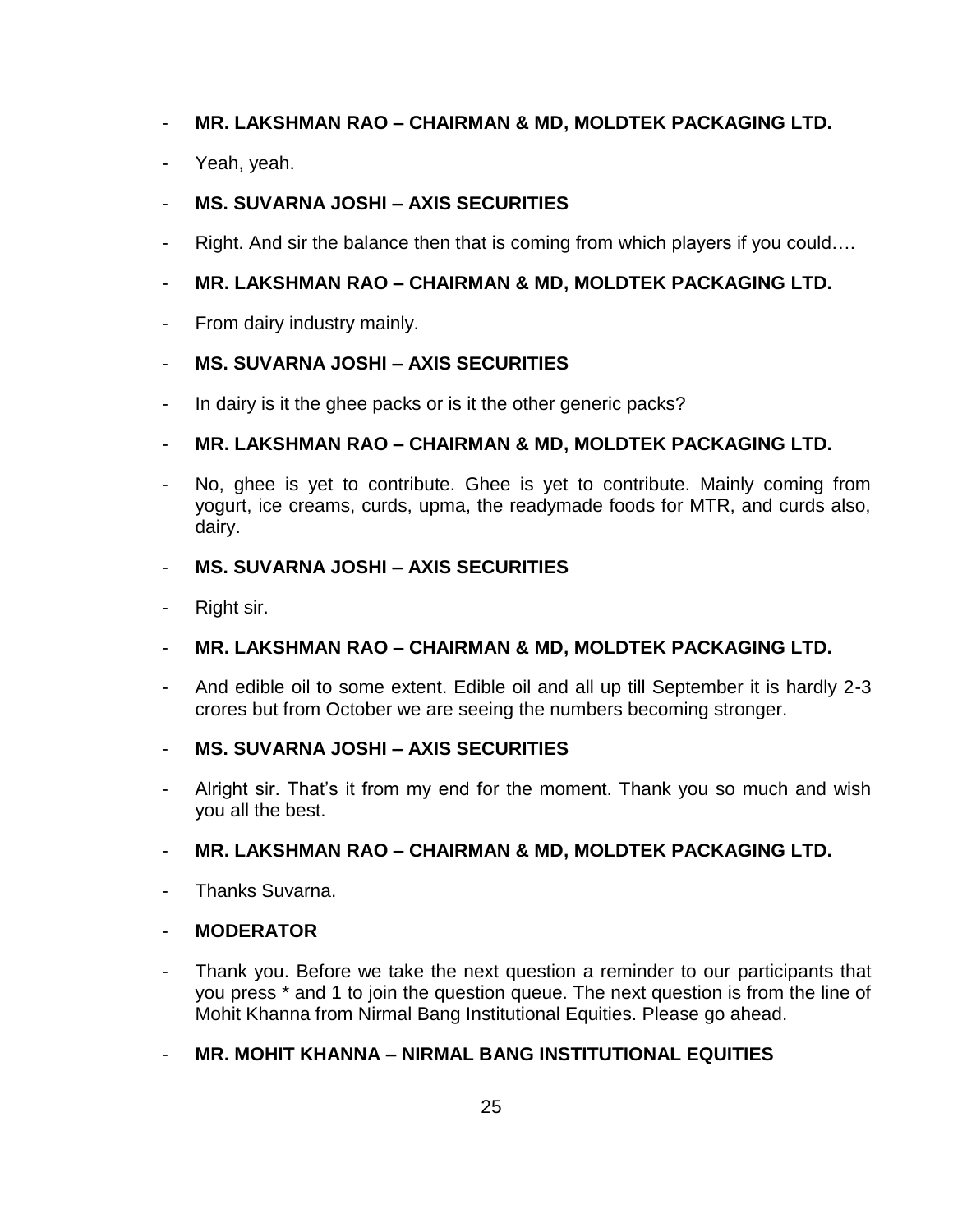- **MR. LAKSHMAN RAO – CHAIRMAN & MD, MOLDTEK PACKAGING LTD.**

- Yeah, yeah.

- **MS. SUVARNA JOSHI – AXIS SECURITIES**

- Right. And sir the balance then that is coming from which players if you could….

- **MR. LAKSHMAN RAO – CHAIRMAN & MD, MOLDTEK PACKAGING LTD.**

- From dairy industry mainly.

- **MS. SUVARNA JOSHI – AXIS SECURITIES**

- In dairy is it the ghee packs or is it the other generic packs?

- **MR. LAKSHMAN RAO – CHAIRMAN & MD, MOLDTEK PACKAGING LTD.**

- No, ghee is yet to contribute. Ghee is yet to contribute. Mainly coming from yogurt, ice creams, curds, upma, the readymade foods for MTR, and curds also, dairy.

- **MS. SUVARNA JOSHI – AXIS SECURITIES**

- Right sir.

- **MR. LAKSHMAN RAO – CHAIRMAN & MD, MOLDTEK PACKAGING LTD.**

- And edible oil to some extent. Edible oil and all up till September it is hardly 2-3 crores but from October we are seeing the numbers becoming stronger.

- **MS. SUVARNA JOSHI – AXIS SECURITIES**

- Alright sir. That's it from my end for the moment. Thank you so much and wish you all the best.

- **MR. LAKSHMAN RAO – CHAIRMAN & MD, MOLDTEK PACKAGING LTD.**

- Thanks Suvarna.

- **MODERATOR**

- Thank you. Before we take the next question a reminder to our participants that you press * and 1 to join the question queue. The next question is from the line of Mohit Khanna from Nirmal Bang Institutional Equities. Please go ahead.

- **MR. MOHIT KHANNA – NIRMAL BANG INSTITUTIONAL EQUITIES**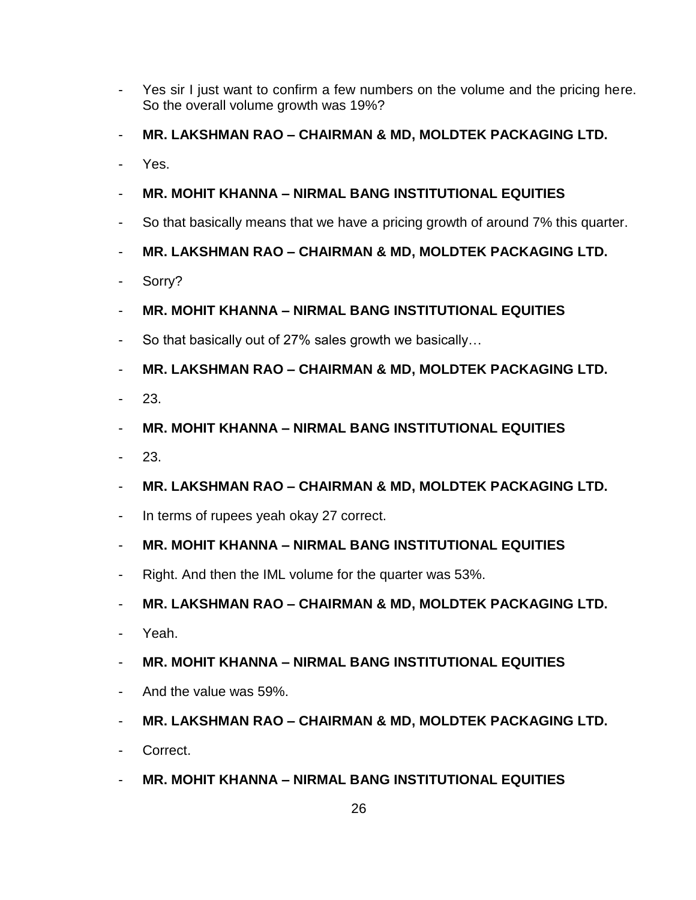- Yes sir I just want to confirm a few numbers on the volume and the pricing here. So the overall volume growth was 19%?
- **MR. LAKSHMAN RAO – CHAIRMAN & MD, MOLDTEK PACKAGING LTD.**
- Yes.
- **MR. MOHIT KHANNA – NIRMAL BANG INSTITUTIONAL EQUITIES**
- So that basically means that we have a pricing growth of around 7% this quarter.
- **MR. LAKSHMAN RAO – CHAIRMAN & MD, MOLDTEK PACKAGING LTD.**
- Sorry?
- **MR. MOHIT KHANNA – NIRMAL BANG INSTITUTIONAL EQUITIES**
- So that basically out of 27% sales growth we basically…
- **MR. LAKSHMAN RAO – CHAIRMAN & MD, MOLDTEK PACKAGING LTD.**
- 23.
- **MR. MOHIT KHANNA – NIRMAL BANG INSTITUTIONAL EQUITIES**
- 23.
- **MR. LAKSHMAN RAO – CHAIRMAN & MD, MOLDTEK PACKAGING LTD.**
- In terms of rupees yeah okay 27 correct.
- **MR. MOHIT KHANNA – NIRMAL BANG INSTITUTIONAL EQUITIES**
- Right. And then the IML volume for the quarter was 53%.
- **MR. LAKSHMAN RAO – CHAIRMAN & MD, MOLDTEK PACKAGING LTD.**
- Yeah.
- **MR. MOHIT KHANNA – NIRMAL BANG INSTITUTIONAL EQUITIES**
- And the value was 59%.
- **MR. LAKSHMAN RAO – CHAIRMAN & MD, MOLDTEK PACKAGING LTD.**
- Correct.
- **MR. MOHIT KHANNA – NIRMAL BANG INSTITUTIONAL EQUITIES**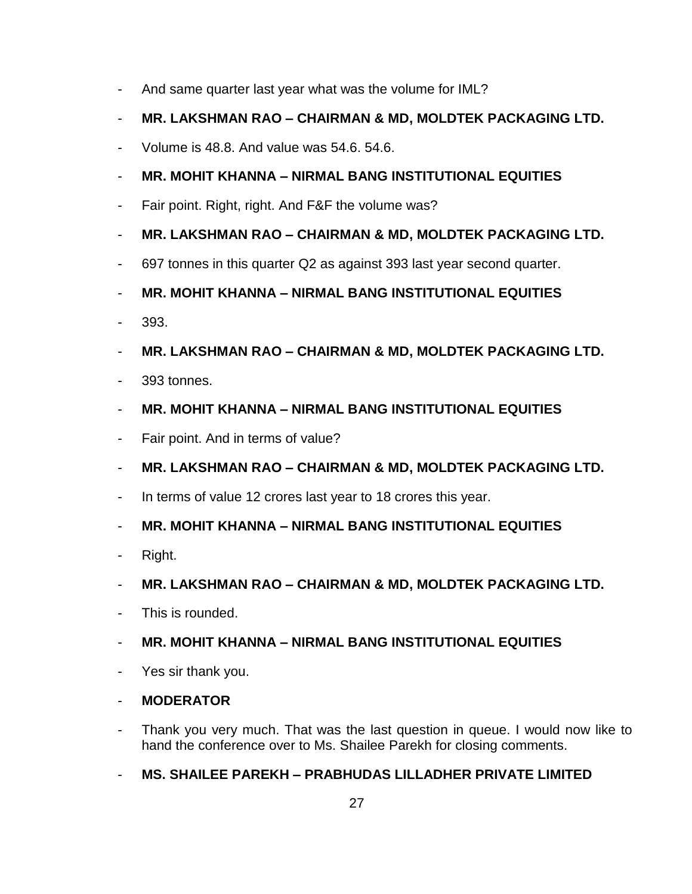- And same quarter last year what was the volume for IML?
- **MR. LAKSHMAN RAO – CHAIRMAN & MD, MOLDTEK PACKAGING LTD.**
- Volume is 48.8. And value was 54.6. 54.6.
- **MR. MOHIT KHANNA – NIRMAL BANG INSTITUTIONAL EQUITIES**
- Fair point. Right, right. And F&F the volume was?
- **MR. LAKSHMAN RAO – CHAIRMAN & MD, MOLDTEK PACKAGING LTD.**
- 697 tonnes in this quarter Q2 as against 393 last year second quarter.
- **MR. MOHIT KHANNA – NIRMAL BANG INSTITUTIONAL EQUITIES**
- 393.
- **MR. LAKSHMAN RAO – CHAIRMAN & MD, MOLDTEK PACKAGING LTD.**
- 393 tonnes.
- **MR. MOHIT KHANNA – NIRMAL BANG INSTITUTIONAL EQUITIES**
- Fair point. And in terms of value?
- **MR. LAKSHMAN RAO – CHAIRMAN & MD, MOLDTEK PACKAGING LTD.**
- In terms of value 12 crores last year to 18 crores this year.
- **MR. MOHIT KHANNA – NIRMAL BANG INSTITUTIONAL EQUITIES**
- Right.
- **MR. LAKSHMAN RAO – CHAIRMAN & MD, MOLDTEK PACKAGING LTD.**
- This is rounded.
- **MR. MOHIT KHANNA – NIRMAL BANG INSTITUTIONAL EQUITIES**
- Yes sir thank you.
- **MODERATOR**
- Thank you very much. That was the last question in queue. I would now like to hand the conference over to Ms. Shailee Parekh for closing comments.
- **MS. SHAILEE PAREKH – PRABHUDAS LILLADHER PRIVATE LIMITED**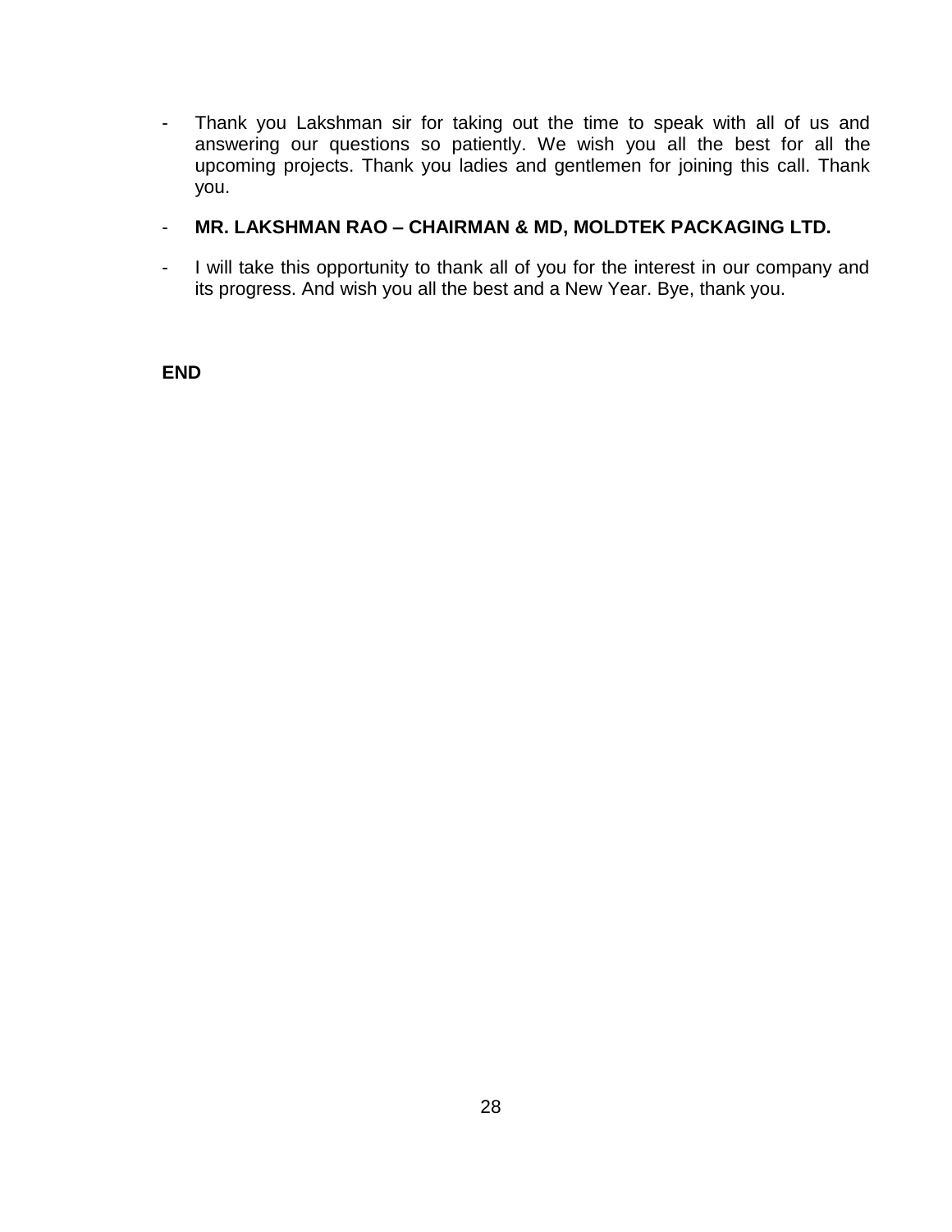- Thank you Lakshman sir for taking out the time to speak with all of us and answering our questions so patiently. We wish you all the best for all the upcoming projects. Thank you ladies and gentlemen for joining this call. Thank you.

- **MR. LAKSHMAN RAO – CHAIRMAN & MD, MOLDTEK PACKAGING LTD.**

- I will take this opportunity to thank all of you for the interest in our company and its progress. And wish you all the best and a New Year. Bye, thank you.

**END**